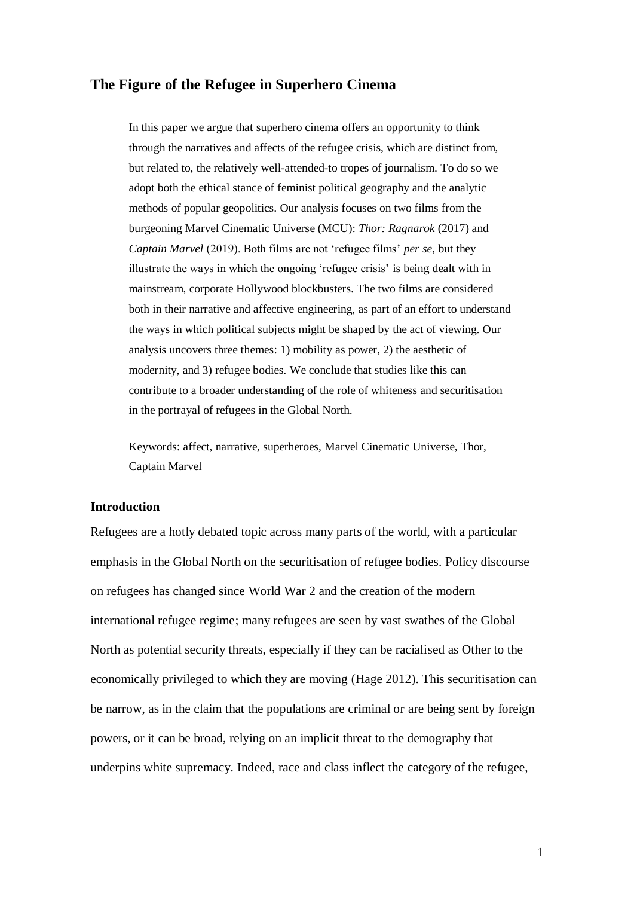# The Figure of the Refugee in Superhero Cinema

In this paper we argue that superhero cinema offers an opportunity to think through the narratives and affects of the refugee crisis, which are distinct from, but related to, the relatively well-attended-to tropes of journalism. To do so we adopt both the ethical stance of feminist political geography and the analytic methods of popular geopolitics. Our analysis focuses on two films from the burgeoning Marvel Cinematic Universe (MCU): *Thor: Ragnarok* (2017) and *Captain Marvel* (2019). Both films are not 'refugee films' *per se*, but they illustrate the ways in which the ongoing 'refugee crisis' is being dealt with in mainstream, corporate Hollywood blockbusters. The two films are considered both in their narrative and affective engineering, as part of an effort to understand the ways in which political subjects might be shaped by the act of viewing. Our analysis uncovers three themes: 1) mobility as power, 2) the aesthetic of modernity, and 3) refugee bodies. We conclude that studies like this can contribute to a broader understanding of the role of whiteness and securitisation in the portrayal of refugees in the Global North.

Keywords: affect, narrative, superheroes, Marvel Cinematic Universe, Thor, Captain Marvel

## Introduction

Refugees are a hotly debated topic across many parts of the world, with a particular emphasis in the Global North on the securitisation of refugee bodies. Policy discourse on refugees has changed since World War 2 and the creation of the modern international refugee regime; many refugees are seen by vast swathes of the Global North as potential security threats, especially if they can be racialised as Other to the economically privileged to which they are moving (Hage 2012). This securitisation can be narrow, as in the claim that the populations are criminal or are being sent by foreign powers, or it can be broad, relying on an implicit threat to the demography that underpins white supremacy. Indeed, race and class inflect the category of the refugee,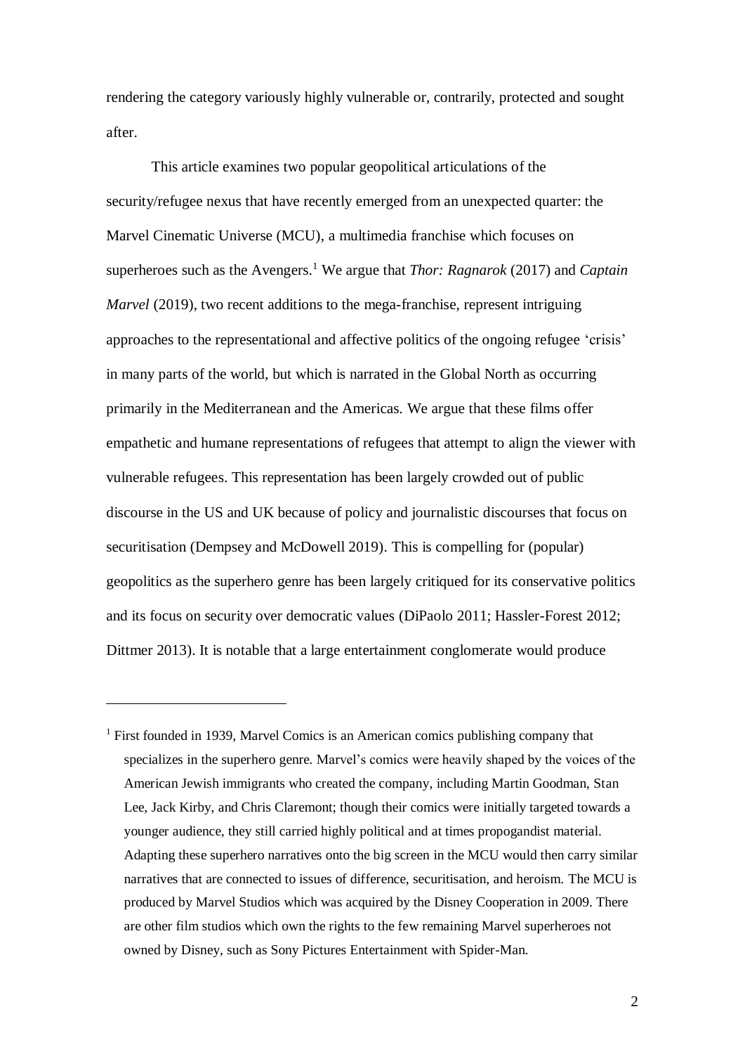rendering the category variously highly vulnerable or, contrarily, protected and sought after.

This article examines two popular geopolitical articulations of the security/refugee nexus that have recently emerged from an unexpected quarter: the Marvel Cinematic Universe (MCU), a multimedia franchise which focuses on superheroes such as the Avengers.[1] We argue that *Thor: Ragnarok* (2017) and *Captain Marvel* (2019), two recent additions to the mega-franchise, represent intriguing approaches to the representational and affective politics of the ongoing refugee 'crisis' in many parts of the world, but which is narrated in the Global North as occurring primarily in the Mediterranean and the Americas. We argue that these films offer empathetic and humane representations of refugees that attempt to align the viewer with vulnerable refugees. This representation has been largely crowded out of public discourse in the US and UK because of policy and journalistic discourses that focus on securitisation (Dempsey and McDowell 2019). This is compelling for (popular) geopolitics as the superhero genre has been largely critiqued for its conservative politics and its focus on security over democratic values (DiPaolo 2011; Hassler-Forest 2012; Dittmer 2013). It is notable that a large entertainment conglomerate would produce

---

[1] First founded in 1939, Marvel Comics is an American comics publishing company that specializes in the superhero genre. Marvel's comics were heavily shaped by the voices of the American Jewish immigrants who created the company, including Martin Goodman, Stan Lee, Jack Kirby, and Chris Claremont; though their comics were initially targeted towards a younger audience, they still carried highly political and at times propogandist material. Adapting these superhero narratives onto the big screen in the MCU would then carry similar narratives that are connected to issues of difference, securitisation, and heroism. The MCU is produced by Marvel Studios which was acquired by the Disney Cooperation in 2009. There are other film studios which own the rights to the few remaining Marvel superheroes not owned by Disney, such as Sony Pictures Entertainment with Spider-Man.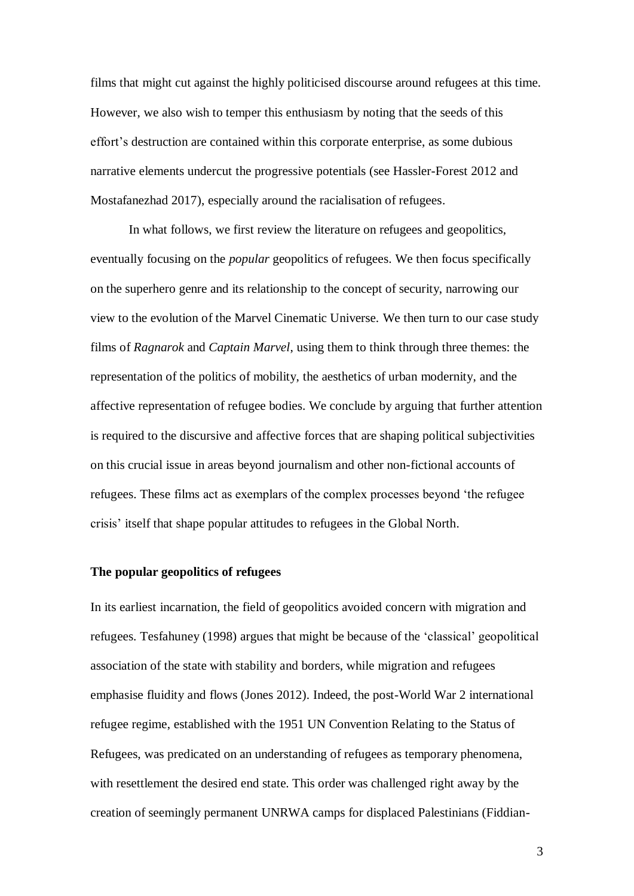films that might cut against the highly politicised discourse around refugees at this time. However, we also wish to temper this enthusiasm by noting that the seeds of this effort's destruction are contained within this corporate enterprise, as some dubious narrative elements undercut the progressive potentials (see Hassler-Forest 2012 and Mostafanezhad 2017), especially around the racialisation of refugees.

In what follows, we first review the literature on refugees and geopolitics, eventually focusing on the *popular* geopolitics of refugees. We then focus specifically on the superhero genre and its relationship to the concept of security, narrowing our view to the evolution of the Marvel Cinematic Universe. We then turn to our case study films of *Ragnarok* and *Captain Marvel*, using them to think through three themes: the representation of the politics of mobility, the aesthetics of urban modernity, and the affective representation of refugee bodies. We conclude by arguing that further attention is required to the discursive and affective forces that are shaping political subjectivities on this crucial issue in areas beyond journalism and other non-fictional accounts of refugees. These films act as exemplars of the complex processes beyond 'the refugee crisis' itself that shape popular attitudes to refugees in the Global North.

## The popular geopolitics of refugees

In its earliest incarnation, the field of geopolitics avoided concern with migration and refugees. Tesfahuney (1998) argues that might be because of the 'classical' geopolitical association of the state with stability and borders, while migration and refugees emphasise fluidity and flows (Jones 2012). Indeed, the post-World War 2 international refugee regime, established with the 1951 UN Convention Relating to the Status of Refugees, was predicated on an understanding of refugees as temporary phenomena, with resettlement the desired end state. This order was challenged right away by the creation of seemingly permanent UNRWA camps for displaced Palestinians (Fiddian-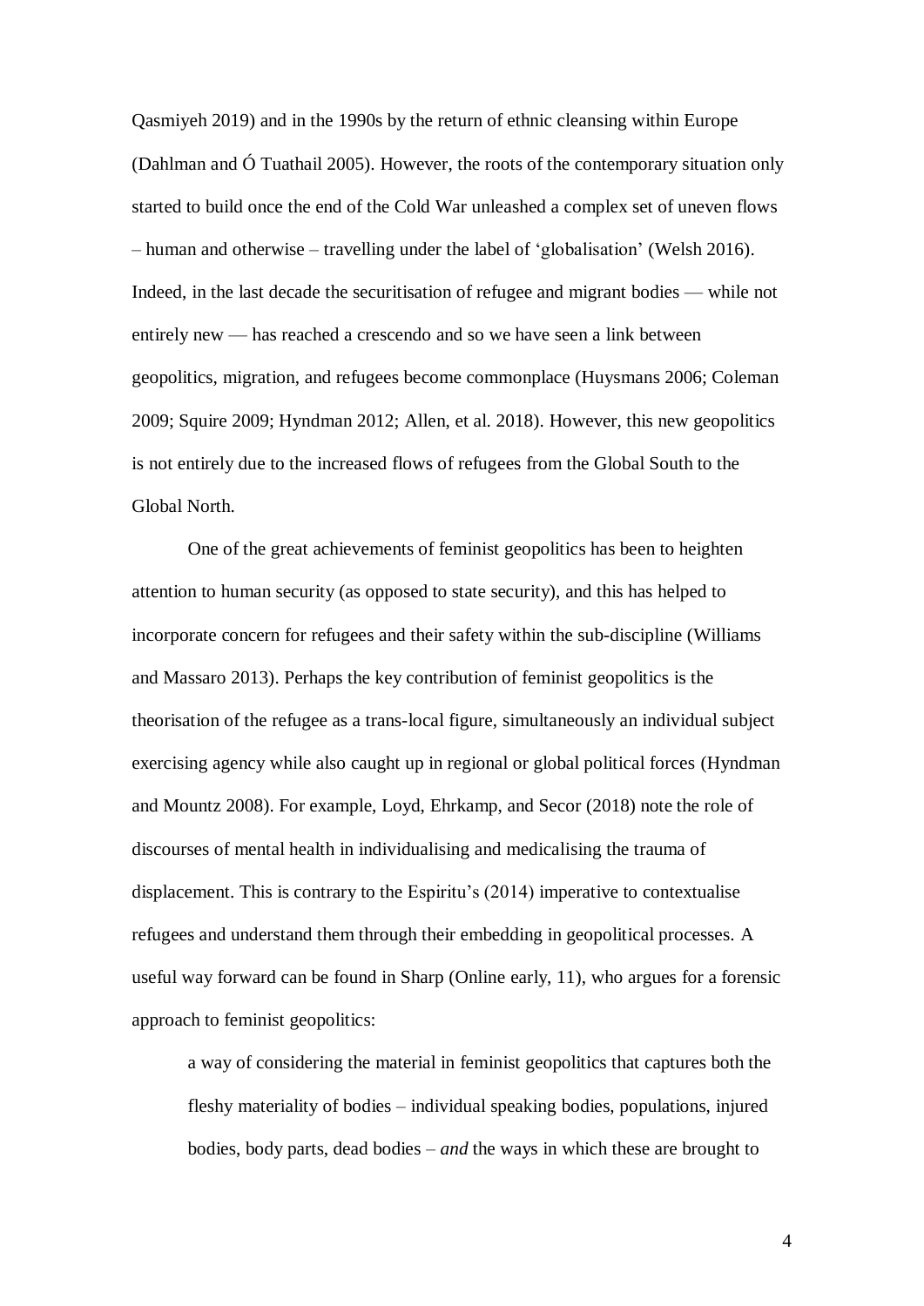Qasmiyeh 2019) and in the 1990s by the return of ethnic cleansing within Europe (Dahlman and Ó Tuathail 2005). However, the roots of the contemporary situation only started to build once the end of the Cold War unleashed a complex set of uneven flows – human and otherwise – travelling under the label of 'globalisation' (Welsh 2016). Indeed, in the last decade the securitisation of refugee and migrant bodies — while not entirely new — has reached a crescendo and so we have seen a link between geopolitics, migration, and refugees become commonplace (Huysmans 2006; Coleman 2009; Squire 2009; Hyndman 2012; Allen, et al. 2018). However, this new geopolitics is not entirely due to the increased flows of refugees from the Global South to the Global North.

One of the great achievements of feminist geopolitics has been to heighten attention to human security (as opposed to state security), and this has helped to incorporate concern for refugees and their safety within the sub-discipline (Williams and Massaro 2013). Perhaps the key contribution of feminist geopolitics is the theorisation of the refugee as a trans-local figure, simultaneously an individual subject exercising agency while also caught up in regional or global political forces (Hyndman and Mountz 2008). For example, Loyd, Ehrkamp, and Secor (2018) note the role of discourses of mental health in individualising and medicalising the trauma of displacement. This is contrary to the Espiritu's (2014) imperative to contextualise refugees and understand them through their embedding in geopolitical processes. A useful way forward can be found in Sharp (Online early, 11), who argues for a forensic approach to feminist geopolitics:

> a way of considering the material in feminist geopolitics that captures both the fleshy materiality of bodies – individual speaking bodies, populations, injured bodies, body parts, dead bodies – *and* the ways in which these are brought to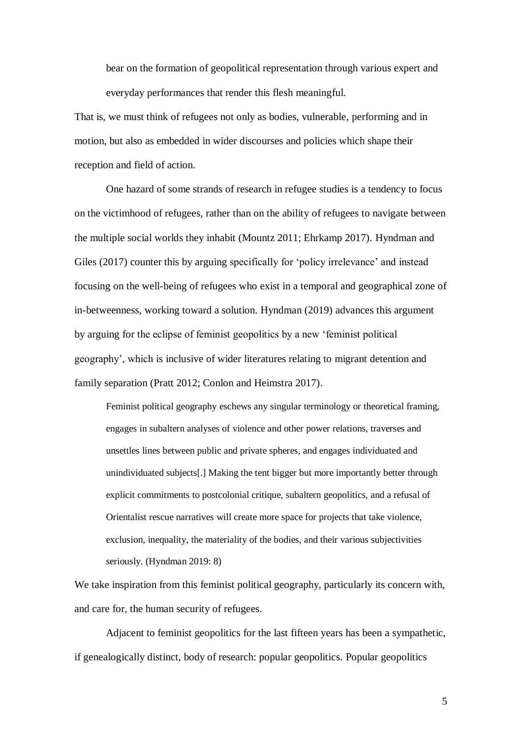> bear on the formation of geopolitical representation through various expert and everyday performances that render this flesh meaningful.

That is, we must think of refugees not only as bodies, vulnerable, performing and in motion, but also as embedded in wider discourses and policies which shape their reception and field of action.

One hazard of some strands of research in refugee studies is a tendency to focus on the victimhood of refugees, rather than on the ability of refugees to navigate between the multiple social worlds they inhabit (Mountz 2011; Ehrkamp 2017). Hyndman and Giles (2017) counter this by arguing specifically for 'policy irrelevance' and instead focusing on the well-being of refugees who exist in a temporal and geographical zone of in-betweenness, working toward a solution. Hyndman (2019) advances this argument by arguing for the eclipse of feminist geopolitics by a new 'feminist political geography', which is inclusive of wider literatures relating to migrant detention and family separation (Pratt 2012; Conlon and Heimstra 2017).

> Feminist political geography eschews any singular terminology or theoretical framing, engages in subaltern analyses of violence and other power relations, traverses and unsettles lines between public and private spheres, and engages individuated and unindividuated subjects[.] Making the tent bigger but more importantly better through explicit commitments to postcolonial critique, subaltern geopolitics, and a refusal of Orientalist rescue narratives will create more space for projects that take violence, exclusion, inequality, the materiality of the bodies, and their various subjectivities seriously. (Hyndman 2019: 8)

We take inspiration from this feminist political geography, particularly its concern with, and care for, the human security of refugees.

Adjacent to feminist geopolitics for the last fifteen years has been a sympathetic, if genealogically distinct, body of research: popular geopolitics. Popular geopolitics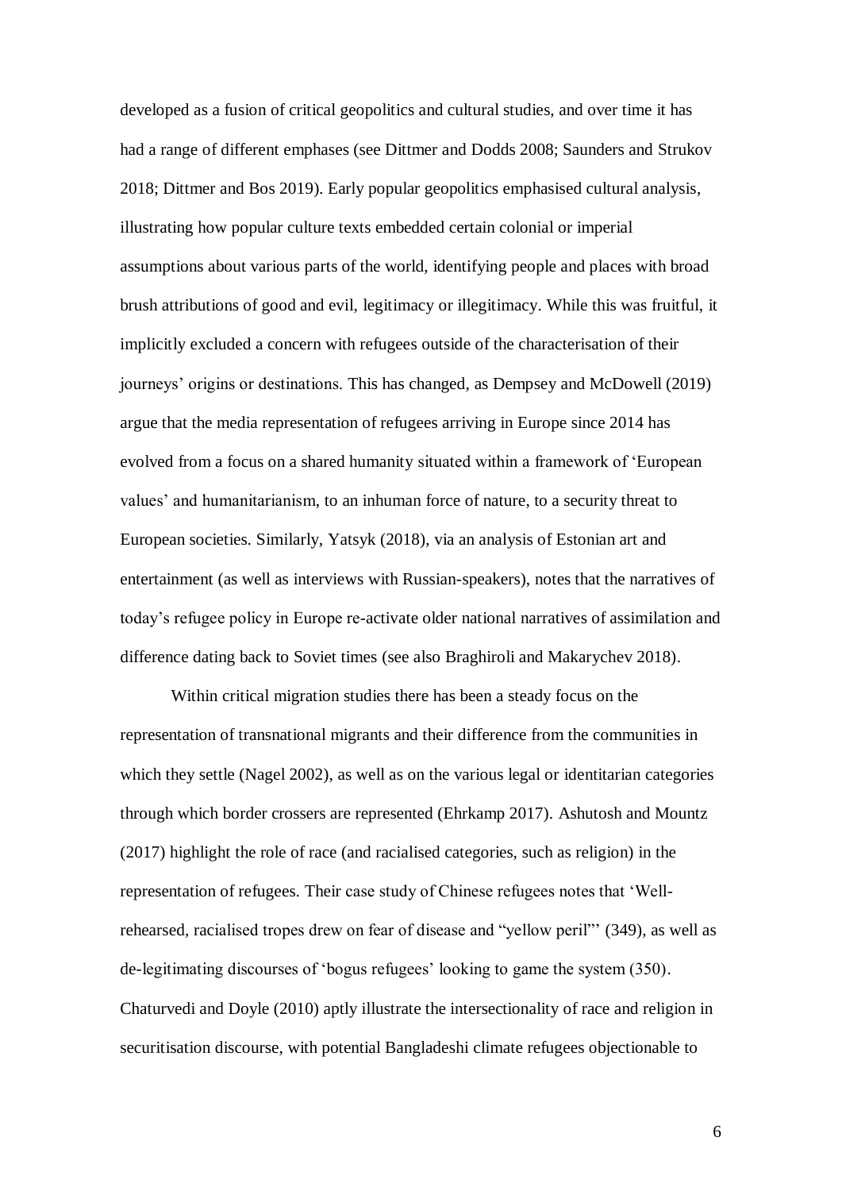developed as a fusion of critical geopolitics and cultural studies, and over time it has had a range of different emphases (see Dittmer and Dodds 2008; Saunders and Strukov 2018; Dittmer and Bos 2019). Early popular geopolitics emphasised cultural analysis, illustrating how popular culture texts embedded certain colonial or imperial assumptions about various parts of the world, identifying people and places with broad brush attributions of good and evil, legitimacy or illegitimacy. While this was fruitful, it implicitly excluded a concern with refugees outside of the characterisation of their journeys' origins or destinations. This has changed, as Dempsey and McDowell (2019) argue that the media representation of refugees arriving in Europe since 2014 has evolved from a focus on a shared humanity situated within a framework of 'European values' and humanitarianism, to an inhuman force of nature, to a security threat to European societies. Similarly, Yatsyk (2018), via an analysis of Estonian art and entertainment (as well as interviews with Russian-speakers), notes that the narratives of today's refugee policy in Europe re-activate older national narratives of assimilation and difference dating back to Soviet times (see also Braghiroli and Makarychev 2018).

Within critical migration studies there has been a steady focus on the representation of transnational migrants and their difference from the communities in which they settle (Nagel 2002), as well as on the various legal or identitarian categories through which border crossers are represented (Ehrkamp 2017). Ashutosh and Mountz (2017) highlight the role of race (and racialised categories, such as religion) in the representation of refugees. Their case study of Chinese refugees notes that 'Well-rehearsed, racialised tropes drew on fear of disease and "yellow peril"' (349), as well as de-legitimating discourses of 'bogus refugees' looking to game the system (350). Chaturvedi and Doyle (2010) aptly illustrate the intersectionality of race and religion in securitisation discourse, with potential Bangladeshi climate refugees objectionable to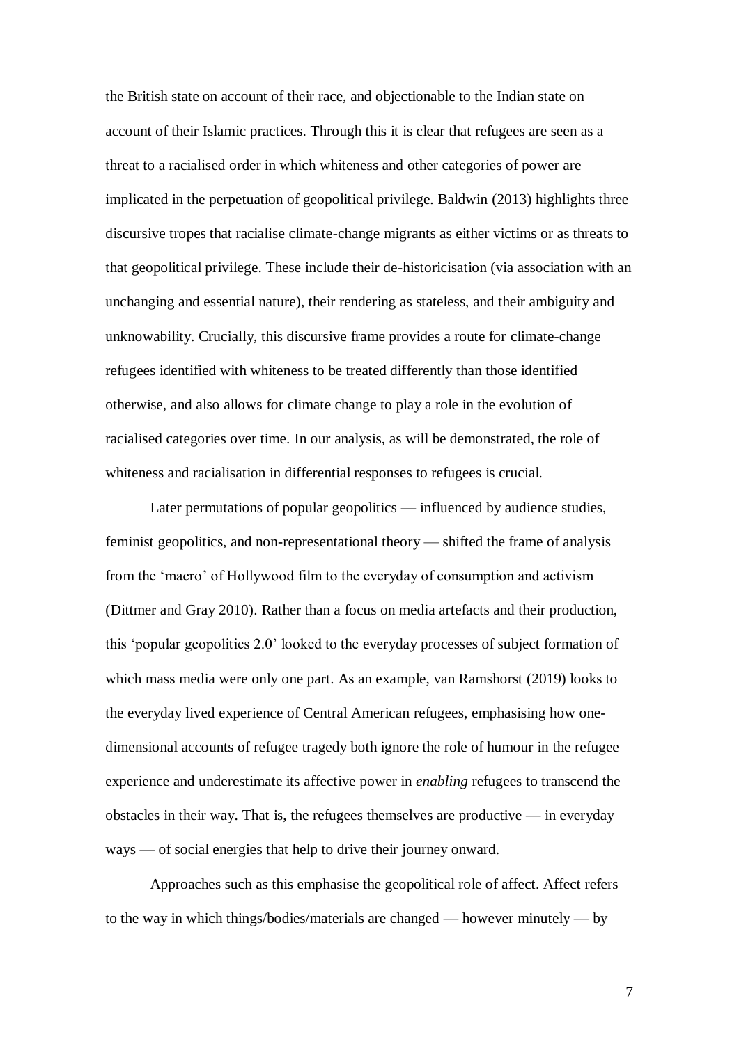the British state on account of their race, and objectionable to the Indian state on account of their Islamic practices. Through this it is clear that refugees are seen as a threat to a racialised order in which whiteness and other categories of power are implicated in the perpetuation of geopolitical privilege. Baldwin (2013) highlights three discursive tropes that racialise climate-change migrants as either victims or as threats to that geopolitical privilege. These include their de-historicisation (via association with an unchanging and essential nature), their rendering as stateless, and their ambiguity and unknowability. Crucially, this discursive frame provides a route for climate-change refugees identified with whiteness to be treated differently than those identified otherwise, and also allows for climate change to play a role in the evolution of racialised categories over time. In our analysis, as will be demonstrated, the role of whiteness and racialisation in differential responses to refugees is crucial.

Later permutations of popular geopolitics — influenced by audience studies, feminist geopolitics, and non-representational theory — shifted the frame of analysis from the 'macro' of Hollywood film to the everyday of consumption and activism (Dittmer and Gray 2010). Rather than a focus on media artefacts and their production, this 'popular geopolitics 2.0' looked to the everyday processes of subject formation of which mass media were only one part. As an example, van Ramshorst (2019) looks to the everyday lived experience of Central American refugees, emphasising how one-dimensional accounts of refugee tragedy both ignore the role of humour in the refugee experience and underestimate its affective power in *enabling* refugees to transcend the obstacles in their way. That is, the refugees themselves are productive — in everyday ways — of social energies that help to drive their journey onward.

Approaches such as this emphasise the geopolitical role of affect. Affect refers to the way in which things/bodies/materials are changed — however minutely — by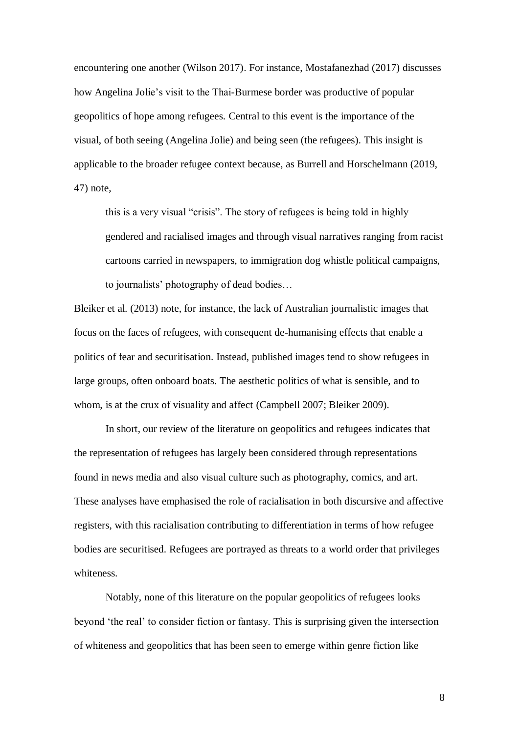encountering one another (Wilson 2017). For instance, Mostafanezhad (2017) discusses how Angelina Jolie's visit to the Thai-Burmese border was productive of popular geopolitics of hope among refugees. Central to this event is the importance of the visual, of both seeing (Angelina Jolie) and being seen (the refugees). This insight is applicable to the broader refugee context because, as Burrell and Horschelmann (2019, 47) note,

> this is a very visual "crisis". The story of refugees is being told in highly gendered and racialised images and through visual narratives ranging from racist cartoons carried in newspapers, to immigration dog whistle political campaigns, to journalists' photography of dead bodies…

Bleiker et al. (2013) note, for instance, the lack of Australian journalistic images that focus on the faces of refugees, with consequent de-humanising effects that enable a politics of fear and securitisation. Instead, published images tend to show refugees in large groups, often onboard boats. The aesthetic politics of what is sensible, and to whom, is at the crux of visuality and affect (Campbell 2007; Bleiker 2009).

In short, our review of the literature on geopolitics and refugees indicates that the representation of refugees has largely been considered through representations found in news media and also visual culture such as photography, comics, and art. These analyses have emphasised the role of racialisation in both discursive and affective registers, with this racialisation contributing to differentiation in terms of how refugee bodies are securitised. Refugees are portrayed as threats to a world order that privileges whiteness.

Notably, none of this literature on the popular geopolitics of refugees looks beyond 'the real' to consider fiction or fantasy. This is surprising given the intersection of whiteness and geopolitics that has been seen to emerge within genre fiction like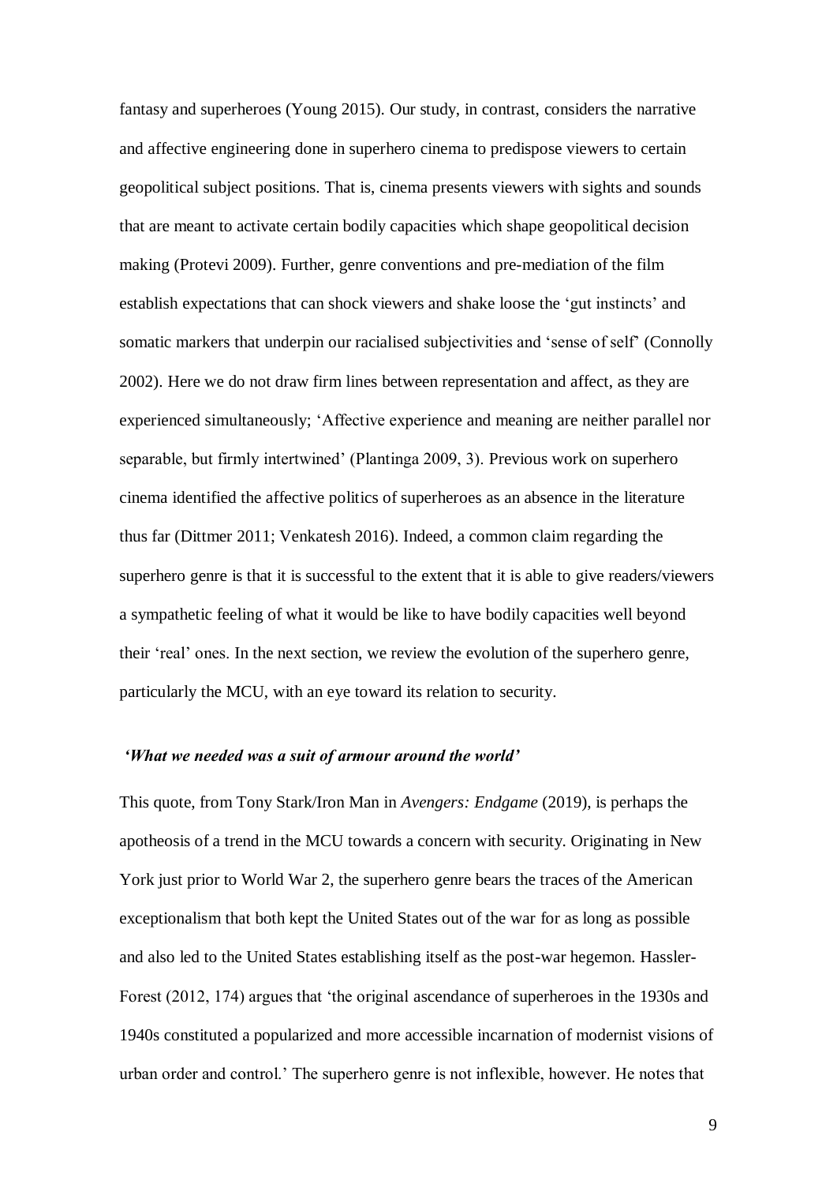fantasy and superheroes (Young 2015). Our study, in contrast, considers the narrative and affective engineering done in superhero cinema to predispose viewers to certain geopolitical subject positions. That is, cinema presents viewers with sights and sounds that are meant to activate certain bodily capacities which shape geopolitical decision making (Protevi 2009). Further, genre conventions and pre-mediation of the film establish expectations that can shock viewers and shake loose the 'gut instincts' and somatic markers that underpin our racialised subjectivities and 'sense of self' (Connolly 2002). Here we do not draw firm lines between representation and affect, as they are experienced simultaneously; 'Affective experience and meaning are neither parallel nor separable, but firmly intertwined' (Plantinga 2009, 3). Previous work on superhero cinema identified the affective politics of superheroes as an absence in the literature thus far (Dittmer 2011; Venkatesh 2016). Indeed, a common claim regarding the superhero genre is that it is successful to the extent that it is able to give readers/viewers a sympathetic feeling of what it would be like to have bodily capacities well beyond their 'real' ones. In the next section, we review the evolution of the superhero genre, particularly the MCU, with an eye toward its relation to security.

## *'What we needed was a suit of armour around the world'*

This quote, from Tony Stark/Iron Man in *Avengers: Endgame* (2019), is perhaps the apotheosis of a trend in the MCU towards a concern with security. Originating in New York just prior to World War 2, the superhero genre bears the traces of the American exceptionalism that both kept the United States out of the war for as long as possible and also led to the United States establishing itself as the post-war hegemon. Hassler-Forest (2012, 174) argues that 'the original ascendance of superheroes in the 1930s and 1940s constituted a popularized and more accessible incarnation of modernist visions of urban order and control.' The superhero genre is not inflexible, however. He notes that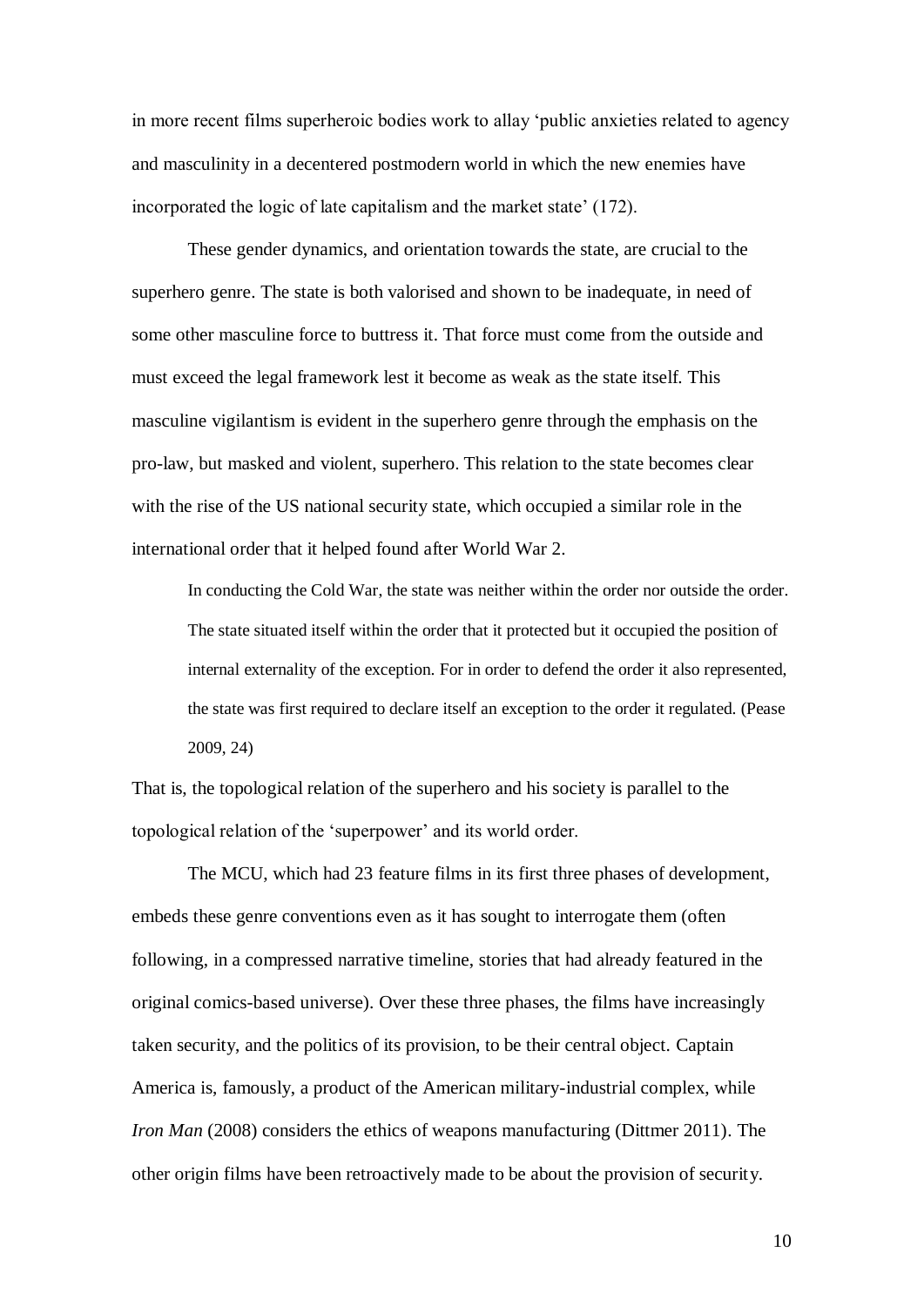in more recent films superheroic bodies work to allay 'public anxieties related to agency and masculinity in a decentered postmodern world in which the new enemies have incorporated the logic of late capitalism and the market state' (172).

These gender dynamics, and orientation towards the state, are crucial to the superhero genre. The state is both valorised and shown to be inadequate, in need of some other masculine force to buttress it. That force must come from the outside and must exceed the legal framework lest it become as weak as the state itself. This masculine vigilantism is evident in the superhero genre through the emphasis on the pro-law, but masked and violent, superhero. This relation to the state becomes clear with the rise of the US national security state, which occupied a similar role in the international order that it helped found after World War 2.

> In conducting the Cold War, the state was neither within the order nor outside the order. The state situated itself within the order that it protected but it occupied the position of internal externality of the exception. For in order to defend the order it also represented, the state was first required to declare itself an exception to the order it regulated. (Pease 2009, 24)

That is, the topological relation of the superhero and his society is parallel to the topological relation of the 'superpower' and its world order.

The MCU, which had 23 feature films in its first three phases of development, embeds these genre conventions even as it has sought to interrogate them (often following, in a compressed narrative timeline, stories that had already featured in the original comics-based universe). Over these three phases, the films have increasingly taken security, and the politics of its provision, to be their central object. Captain America is, famously, a product of the American military-industrial complex, while *Iron Man* (2008) considers the ethics of weapons manufacturing (Dittmer 2011). The other origin films have been retroactively made to be about the provision of security.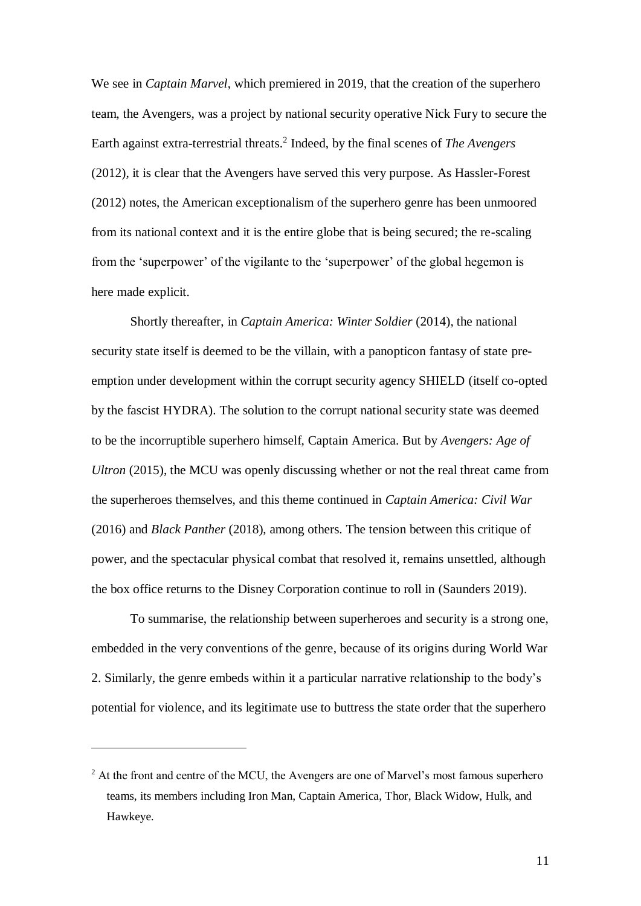We see in *Captain Marvel*, which premiered in 2019, that the creation of the superhero team, the Avengers, was a project by national security operative Nick Fury to secure the Earth against extra-terrestrial threats.[2] Indeed, by the final scenes of *The Avengers* (2012), it is clear that the Avengers have served this very purpose. As Hassler-Forest (2012) notes, the American exceptionalism of the superhero genre has been unmoored from its national context and it is the entire globe that is being secured; the re-scaling from the 'superpower' of the vigilante to the 'superpower' of the global hegemon is here made explicit.

Shortly thereafter, in *Captain America: Winter Soldier* (2014), the national security state itself is deemed to be the villain, with a panopticon fantasy of state pre-emption under development within the corrupt security agency SHIELD (itself co-opted by the fascist HYDRA). The solution to the corrupt national security state was deemed to be the incorruptible superhero himself, Captain America. But by *Avengers: Age of Ultron* (2015), the MCU was openly discussing whether or not the real threat came from the superheroes themselves, and this theme continued in *Captain America: Civil War* (2016) and *Black Panther* (2018), among others. The tension between this critique of power, and the spectacular physical combat that resolved it, remains unsettled, although the box office returns to the Disney Corporation continue to roll in (Saunders 2019).

To summarise, the relationship between superheroes and security is a strong one, embedded in the very conventions of the genre, because of its origins during World War 2. Similarly, the genre embeds within it a particular narrative relationship to the body's potential for violence, and its legitimate use to buttress the state order that the superhero

[2] At the front and centre of the MCU, the Avengers are one of Marvel's most famous superhero teams, its members including Iron Man, Captain America, Thor, Black Widow, Hulk, and Hawkeye.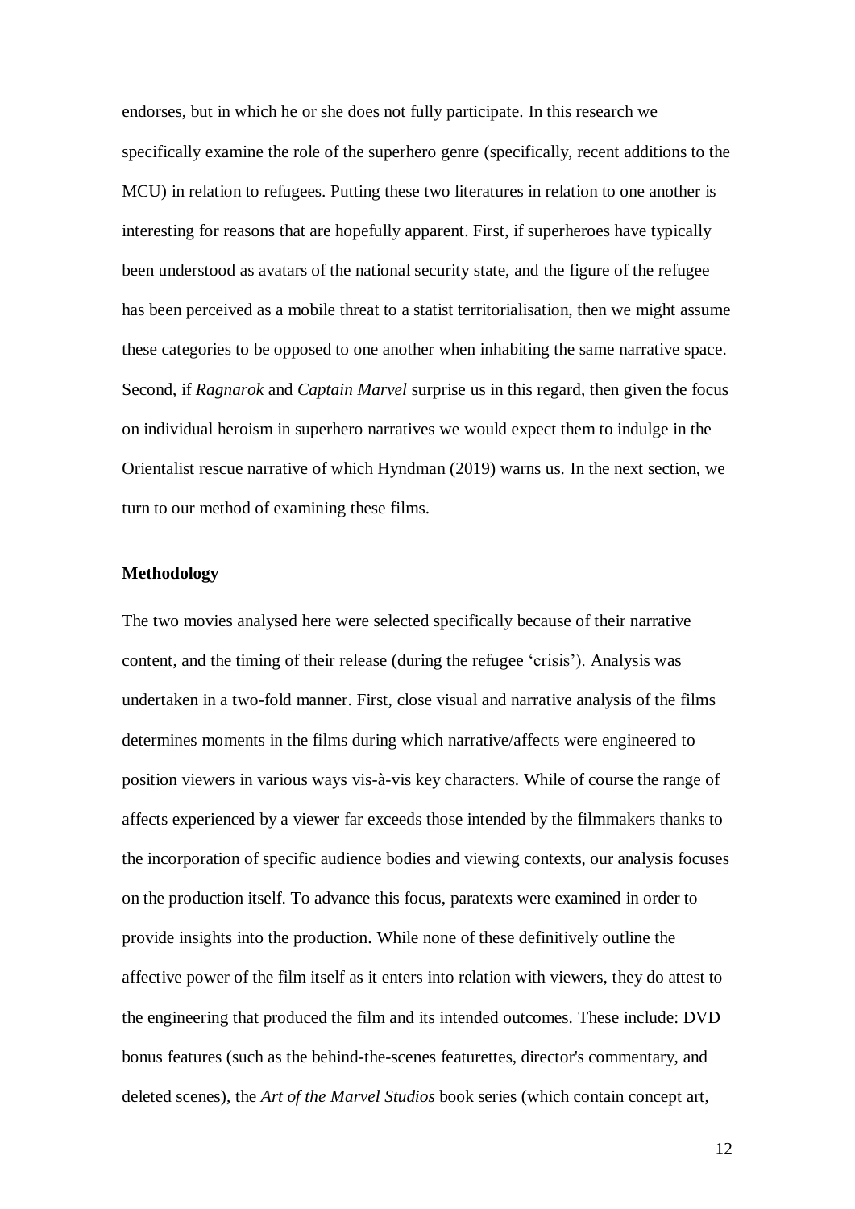endorses, but in which he or she does not fully participate. In this research we specifically examine the role of the superhero genre (specifically, recent additions to the MCU) in relation to refugees. Putting these two literatures in relation to one another is interesting for reasons that are hopefully apparent. First, if superheroes have typically been understood as avatars of the national security state, and the figure of the refugee has been perceived as a mobile threat to a statist territorialisation, then we might assume these categories to be opposed to one another when inhabiting the same narrative space. Second, if *Ragnarok* and *Captain Marvel* surprise us in this regard, then given the focus on individual heroism in superhero narratives we would expect them to indulge in the Orientalist rescue narrative of which Hyndman (2019) warns us. In the next section, we turn to our method of examining these films.

## Methodology

The two movies analysed here were selected specifically because of their narrative content, and the timing of their release (during the refugee 'crisis'). Analysis was undertaken in a two-fold manner. First, close visual and narrative analysis of the films determines moments in the films during which narrative/affects were engineered to position viewers in various ways vis-à-vis key characters. While of course the range of affects experienced by a viewer far exceeds those intended by the filmmakers thanks to the incorporation of specific audience bodies and viewing contexts, our analysis focuses on the production itself. To advance this focus, paratexts were examined in order to provide insights into the production. While none of these definitively outline the affective power of the film itself as it enters into relation with viewers, they do attest to the engineering that produced the film and its intended outcomes. These include: DVD bonus features (such as the behind-the-scenes featurettes, director's commentary, and deleted scenes), the *Art of the Marvel Studios* book series (which contain concept art,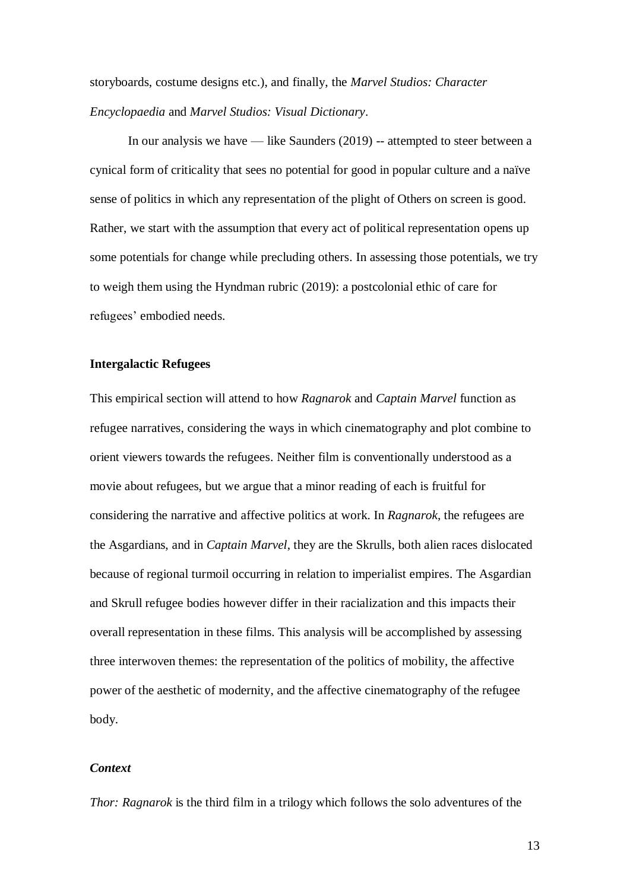storyboards, costume designs etc.), and finally, the *Marvel Studios: Character Encyclopaedia* and *Marvel Studios: Visual Dictionary*.

In our analysis we have — like Saunders (2019) -- attempted to steer between a cynical form of criticality that sees no potential for good in popular culture and a naïve sense of politics in which any representation of the plight of Others on screen is good. Rather, we start with the assumption that every act of political representation opens up some potentials for change while precluding others. In assessing those potentials, we try to weigh them using the Hyndman rubric (2019): a postcolonial ethic of care for refugees' embodied needs.

## Intergalactic Refugees

This empirical section will attend to how *Ragnarok* and *Captain Marvel* function as refugee narratives, considering the ways in which cinematography and plot combine to orient viewers towards the refugees. Neither film is conventionally understood as a movie about refugees, but we argue that a minor reading of each is fruitful for considering the narrative and affective politics at work. In *Ragnarok*, the refugees are the Asgardians, and in *Captain Marvel*, they are the Skrulls, both alien races dislocated because of regional turmoil occurring in relation to imperialist empires. The Asgardian and Skrull refugee bodies however differ in their racialization and this impacts their overall representation in these films. This analysis will be accomplished by assessing three interwoven themes: the representation of the politics of mobility, the affective power of the aesthetic of modernity, and the affective cinematography of the refugee body.

### *Context*

*Thor: Ragnarok* is the third film in a trilogy which follows the solo adventures of the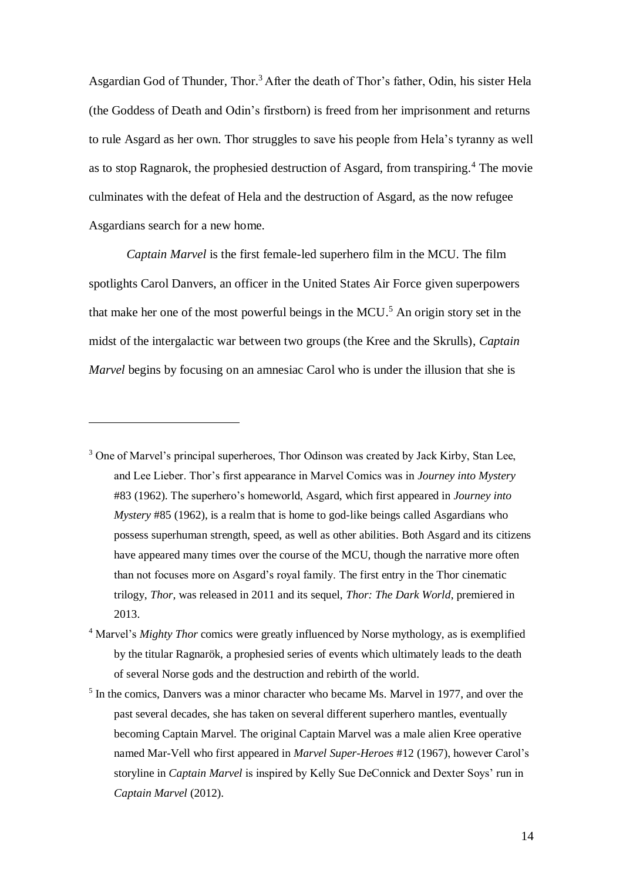Asgardian God of Thunder, Thor.[3] After the death of Thor's father, Odin, his sister Hela (the Goddess of Death and Odin's firstborn) is freed from her imprisonment and returns to rule Asgard as her own. Thor struggles to save his people from Hela's tyranny as well as to stop Ragnarok, the prophesied destruction of Asgard, from transpiring.[4] The movie culminates with the defeat of Hela and the destruction of Asgard, as the now refugee Asgardians search for a new home.

*Captain Marvel* is the first female-led superhero film in the MCU. The film spotlights Carol Danvers, an officer in the United States Air Force given superpowers that make her one of the most powerful beings in the MCU.[5] An origin story set in the midst of the intergalactic war between two groups (the Kree and the Skrulls), *Captain Marvel* begins by focusing on an amnesiac Carol who is under the illusion that she is

---

[3] One of Marvel's principal superheroes, Thor Odinson was created by Jack Kirby, Stan Lee, and Lee Lieber. Thor's first appearance in Marvel Comics was in *Journey into Mystery* #83 (1962). The superhero's homeworld, Asgard, which first appeared in *Journey into Mystery* #85 (1962), is a realm that is home to god-like beings called Asgardians who possess superhuman strength, speed, as well as other abilities. Both Asgard and its citizens have appeared many times over the course of the MCU, though the narrative more often than not focuses more on Asgard's royal family. The first entry in the Thor cinematic trilogy, *Thor,* was released in 2011 and its sequel, *Thor: The Dark World,* premiered in 2013.

[4] Marvel's *Mighty Thor* comics were greatly influenced by Norse mythology, as is exemplified by the titular Ragnarök, a prophesied series of events which ultimately leads to the death of several Norse gods and the destruction and rebirth of the world.

[5] In the comics, Danvers was a minor character who became Ms. Marvel in 1977, and over the past several decades, she has taken on several different superhero mantles, eventually becoming Captain Marvel. The original Captain Marvel was a male alien Kree operative named Mar-Vell who first appeared in *Marvel Super-Heroes* #12 (1967), however Carol's storyline in *Captain Marvel* is inspired by Kelly Sue DeConnick and Dexter Soys' run in *Captain Marvel* (2012).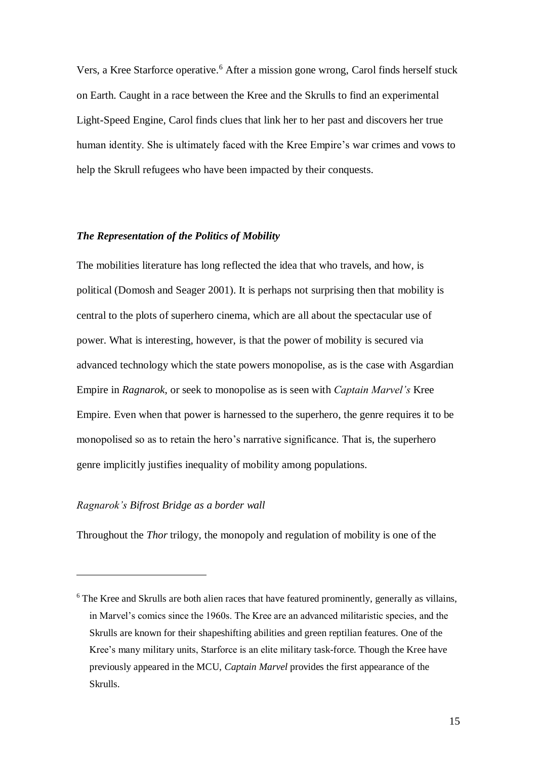Vers, a Kree Starforce operative.[6] After a mission gone wrong, Carol finds herself stuck on Earth. Caught in a race between the Kree and the Skrulls to find an experimental Light-Speed Engine, Carol finds clues that link her to her past and discovers her true human identity. She is ultimately faced with the Kree Empire's war crimes and vows to help the Skrull refugees who have been impacted by their conquests.

### ***The Representation of the Politics of Mobility***

The mobilities literature has long reflected the idea that who travels, and how, is political (Domosh and Seager 2001). It is perhaps not surprising then that mobility is central to the plots of superhero cinema, which are all about the spectacular use of power. What is interesting, however, is that the power of mobility is secured via advanced technology which the state powers monopolise, as is the case with Asgardian Empire in *Ragnarok*, or seek to monopolise as is seen with *Captain Marvel's* Kree Empire. Even when that power is harnessed to the superhero, the genre requires it to be monopolised so as to retain the hero's narrative significance. That is, the superhero genre implicitly justifies inequality of mobility among populations.

#### *Ragnarok's Bifrost Bridge as a border wall*

Throughout the *Thor* trilogy, the monopoly and regulation of mobility is one of the

---

[6] The Kree and Skrulls are both alien races that have featured prominently, generally as villains, in Marvel's comics since the 1960s. The Kree are an advanced militaristic species, and the Skrulls are known for their shapeshifting abilities and green reptilian features. One of the Kree's many military units, Starforce is an elite military task-force. Though the Kree have previously appeared in the MCU, *Captain Marvel* provides the first appearance of the Skrulls.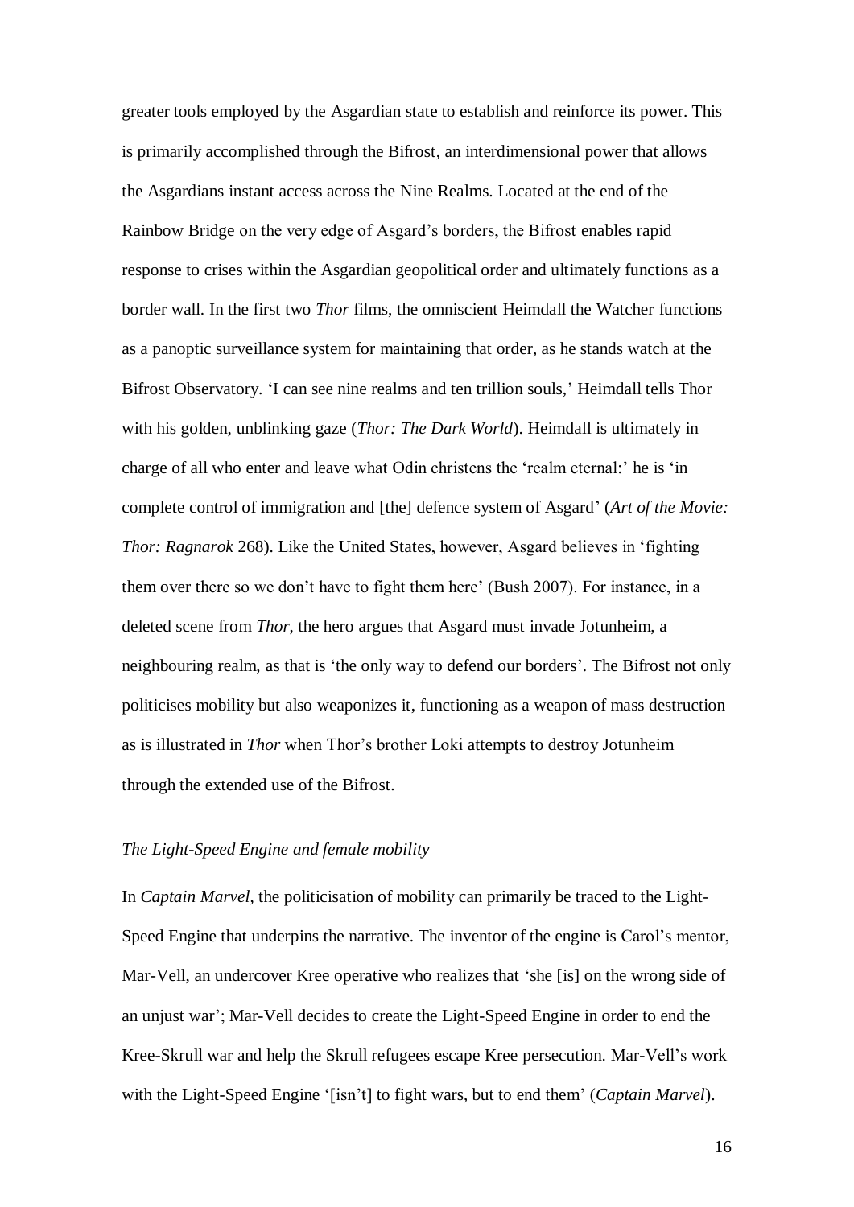greater tools employed by the Asgardian state to establish and reinforce its power. This is primarily accomplished through the Bifrost, an interdimensional power that allows the Asgardians instant access across the Nine Realms. Located at the end of the Rainbow Bridge on the very edge of Asgard's borders, the Bifrost enables rapid response to crises within the Asgardian geopolitical order and ultimately functions as a border wall. In the first two *Thor* films, the omniscient Heimdall the Watcher functions as a panoptic surveillance system for maintaining that order, as he stands watch at the Bifrost Observatory. 'I can see nine realms and ten trillion souls,' Heimdall tells Thor with his golden, unblinking gaze (*Thor: The Dark World*). Heimdall is ultimately in charge of all who enter and leave what Odin christens the 'realm eternal:' he is 'in complete control of immigration and [the] defence system of Asgard' (*Art of the Movie: Thor: Ragnarok* 268). Like the United States, however, Asgard believes in 'fighting them over there so we don't have to fight them here' (Bush 2007). For instance, in a deleted scene from *Thor*, the hero argues that Asgard must invade Jotunheim, a neighbouring realm, as that is 'the only way to defend our borders'. The Bifrost not only politicises mobility but also weaponizes it, functioning as a weapon of mass destruction as is illustrated in *Thor* when Thor's brother Loki attempts to destroy Jotunheim through the extended use of the Bifrost.

### *The Light-Speed Engine and female mobility*

In *Captain Marvel*, the politicisation of mobility can primarily be traced to the Light-Speed Engine that underpins the narrative. The inventor of the engine is Carol's mentor, Mar-Vell, an undercover Kree operative who realizes that 'she [is] on the wrong side of an unjust war'; Mar-Vell decides to create the Light-Speed Engine in order to end the Kree-Skrull war and help the Skrull refugees escape Kree persecution. Mar-Vell's work with the Light-Speed Engine '[isn't] to fight wars, but to end them' (*Captain Marvel*).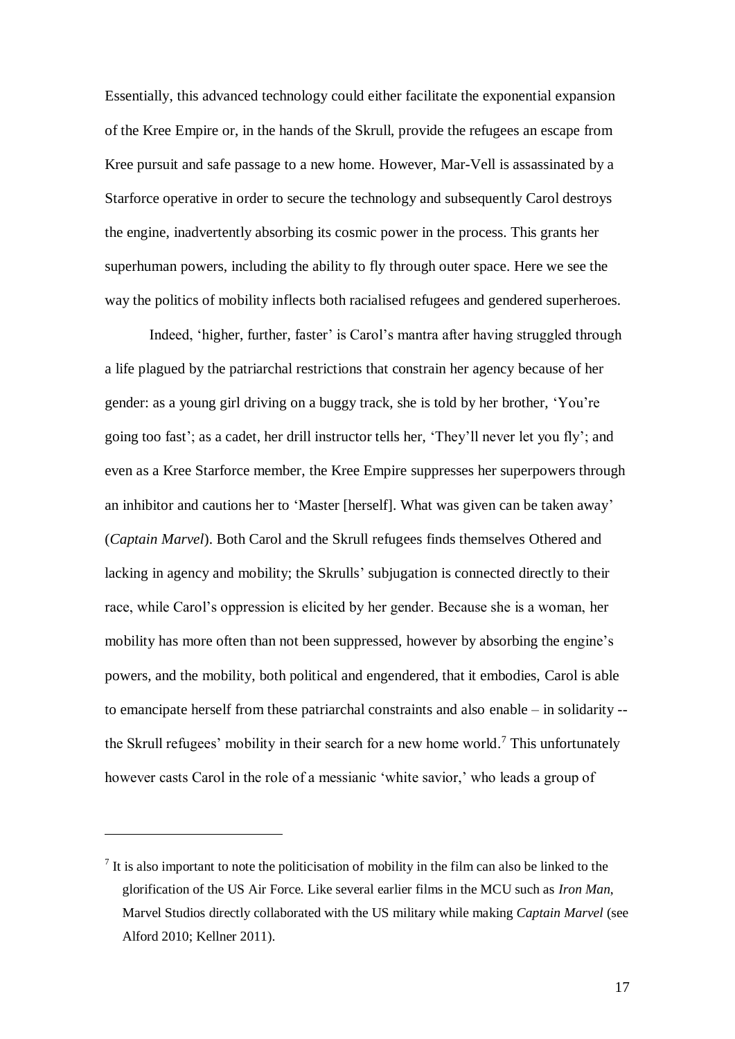Essentially, this advanced technology could either facilitate the exponential expansion of the Kree Empire or, in the hands of the Skrull, provide the refugees an escape from Kree pursuit and safe passage to a new home. However, Mar-Vell is assassinated by a Starforce operative in order to secure the technology and subsequently Carol destroys the engine, inadvertently absorbing its cosmic power in the process. This grants her superhuman powers, including the ability to fly through outer space. Here we see the way the politics of mobility inflects both racialised refugees and gendered superheroes.

Indeed, 'higher, further, faster' is Carol's mantra after having struggled through a life plagued by the patriarchal restrictions that constrain her agency because of her gender: as a young girl driving on a buggy track, she is told by her brother, 'You're going too fast'; as a cadet, her drill instructor tells her, 'They'll never let you fly'; and even as a Kree Starforce member, the Kree Empire suppresses her superpowers through an inhibitor and cautions her to 'Master [herself]. What was given can be taken away' (*Captain Marvel*). Both Carol and the Skrull refugees finds themselves Othered and lacking in agency and mobility; the Skrulls' subjugation is connected directly to their race, while Carol's oppression is elicited by her gender. Because she is a woman, her mobility has more often than not been suppressed, however by absorbing the engine's powers, and the mobility, both political and engendered, that it embodies, Carol is able to emancipate herself from these patriarchal constraints and also enable – in solidarity -- the Skrull refugees' mobility in their search for a new home world.[7] This unfortunately however casts Carol in the role of a messianic 'white savior,' who leads a group of

[7] It is also important to note the politicisation of mobility in the film can also be linked to the glorification of the US Air Force. Like several earlier films in the MCU such as *Iron Man*, Marvel Studios directly collaborated with the US military while making *Captain Marvel* (see Alford 2010; Kellner 2011).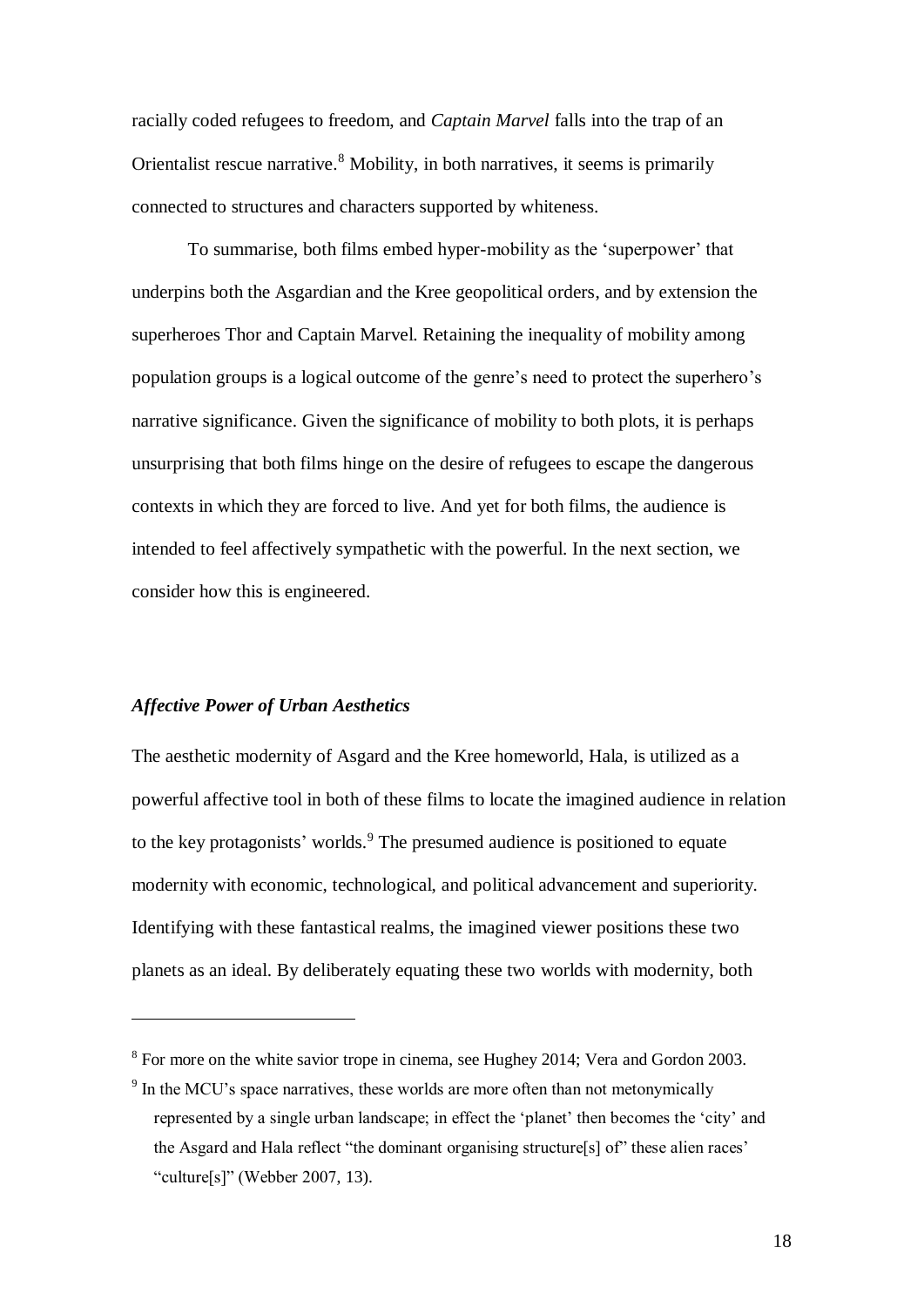racially coded refugees to freedom, and *Captain Marvel* falls into the trap of an Orientalist rescue narrative.[8] Mobility, in both narratives, it seems is primarily connected to structures and characters supported by whiteness.

To summarise, both films embed hyper-mobility as the 'superpower' that underpins both the Asgardian and the Kree geopolitical orders, and by extension the superheroes Thor and Captain Marvel. Retaining the inequality of mobility among population groups is a logical outcome of the genre's need to protect the superhero's narrative significance. Given the significance of mobility to both plots, it is perhaps unsurprising that both films hinge on the desire of refugees to escape the dangerous contexts in which they are forced to live. And yet for both films, the audience is intended to feel affectively sympathetic with the powerful. In the next section, we consider how this is engineered.

### *Affective Power of Urban Aesthetics*

The aesthetic modernity of Asgard and the Kree homeworld, Hala, is utilized as a powerful affective tool in both of these films to locate the imagined audience in relation to the key protagonists' worlds.[9] The presumed audience is positioned to equate modernity with economic, technological, and political advancement and superiority. Identifying with these fantastical realms, the imagined viewer positions these two planets as an ideal. By deliberately equating these two worlds with modernity, both

---

[8] For more on the white savior trope in cinema, see Hughey 2014; Vera and Gordon 2003.

[9] In the MCU's space narratives, these worlds are more often than not metonymically represented by a single urban landscape; in effect the 'planet' then becomes the 'city' and the Asgard and Hala reflect "the dominant organising structure[s] of" these alien races' "culture[s]" (Webber 2007, 13).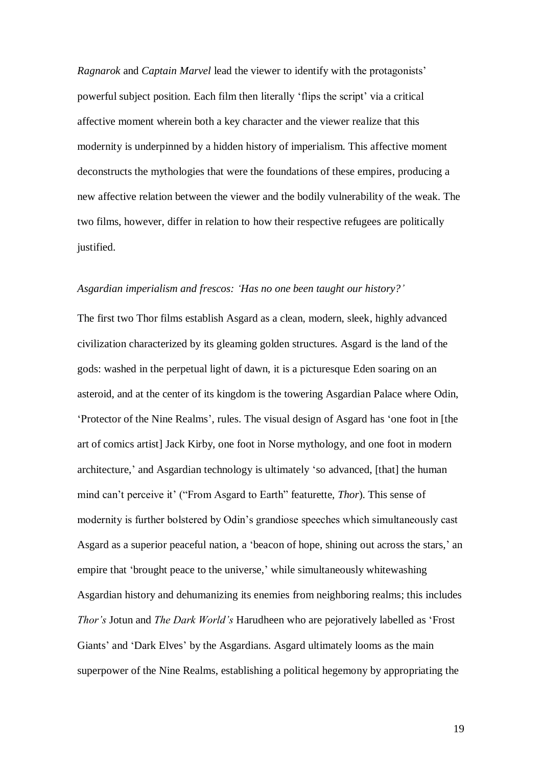*Ragnarok* and *Captain Marvel* lead the viewer to identify with the protagonists' powerful subject position. Each film then literally 'flips the script' via a critical affective moment wherein both a key character and the viewer realize that this modernity is underpinned by a hidden history of imperialism. This affective moment deconstructs the mythologies that were the foundations of these empires, producing a new affective relation between the viewer and the bodily vulnerability of the weak. The two films, however, differ in relation to how their respective refugees are politically justified.

### *Asgardian imperialism and frescos: 'Has no one been taught our history?'*

The first two Thor films establish Asgard as a clean, modern, sleek, highly advanced civilization characterized by its gleaming golden structures. Asgard is the land of the gods: washed in the perpetual light of dawn, it is a picturesque Eden soaring on an asteroid, and at the center of its kingdom is the towering Asgardian Palace where Odin, 'Protector of the Nine Realms', rules. The visual design of Asgard has 'one foot in [the art of comics artist] Jack Kirby, one foot in Norse mythology, and one foot in modern architecture,' and Asgardian technology is ultimately 'so advanced, [that] the human mind can't perceive it' ("From Asgard to Earth" featurette, *Thor*). This sense of modernity is further bolstered by Odin's grandiose speeches which simultaneously cast Asgard as a superior peaceful nation, a 'beacon of hope, shining out across the stars,' an empire that 'brought peace to the universe,' while simultaneously whitewashing Asgardian history and dehumanizing its enemies from neighboring realms; this includes *Thor's* Jotun and *The Dark World's* Harudheen who are pejoratively labelled as 'Frost Giants' and 'Dark Elves' by the Asgardians. Asgard ultimately looms as the main superpower of the Nine Realms, establishing a political hegemony by appropriating the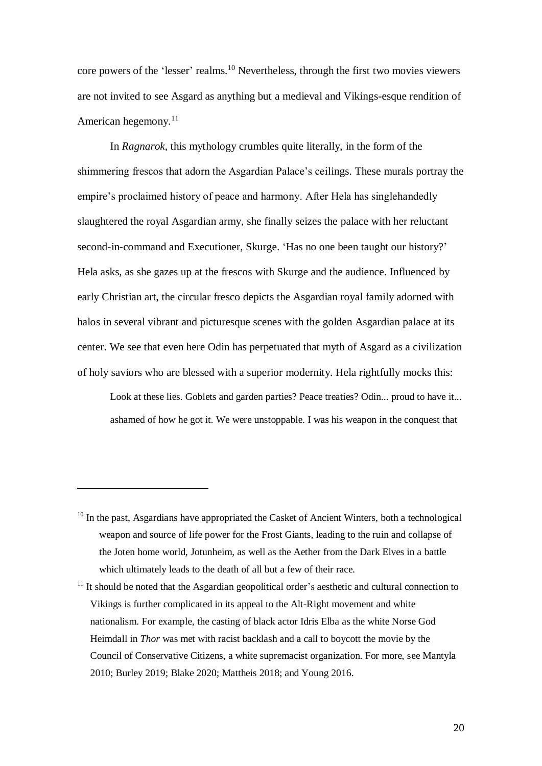core powers of the 'lesser' realms.[10] Nevertheless, through the first two movies viewers are not invited to see Asgard as anything but a medieval and Vikings-esque rendition of American hegemony.[11]

In *Ragnarok*, this mythology crumbles quite literally, in the form of the shimmering frescos that adorn the Asgardian Palace's ceilings. These murals portray the empire's proclaimed history of peace and harmony. After Hela has singlehandedly slaughtered the royal Asgardian army, she finally seizes the palace with her reluctant second-in-command and Executioner, Skurge. 'Has no one been taught our history?' Hela asks, as she gazes up at the frescos with Skurge and the audience. Influenced by early Christian art, the circular fresco depicts the Asgardian royal family adorned with halos in several vibrant and picturesque scenes with the golden Asgardian palace at its center. We see that even here Odin has perpetuated that myth of Asgard as a civilization of holy saviors who are blessed with a superior modernity. Hela rightfully mocks this:

> Look at these lies. Goblets and garden parties? Peace treaties? Odin... proud to have it... ashamed of how he got it. We were unstoppable. I was his weapon in the conquest that

---

[10] In the past, Asgardians have appropriated the Casket of Ancient Winters, both a technological weapon and source of life power for the Frost Giants, leading to the ruin and collapse of the Joten home world, Jotunheim, as well as the Aether from the Dark Elves in a battle which ultimately leads to the death of all but a few of their race.

[11] It should be noted that the Asgardian geopolitical order's aesthetic and cultural connection to Vikings is further complicated in its appeal to the Alt-Right movement and white nationalism. For example, the casting of black actor Idris Elba as the white Norse God Heimdall in *Thor* was met with racist backlash and a call to boycott the movie by the Council of Conservative Citizens, a white supremacist organization. For more, see Mantyla 2010; Burley 2019; Blake 2020; Mattheis 2018; and Young 2016.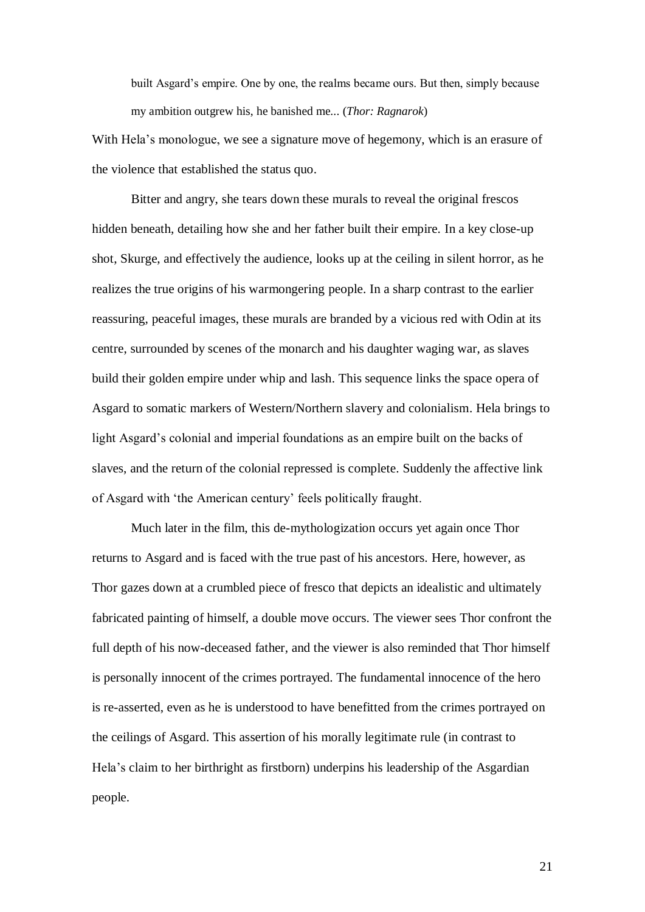> built Asgard's empire. One by one, the realms became ours. But then, simply because my ambition outgrew his, he banished me... (*Thor: Ragnarok*)

With Hela's monologue, we see a signature move of hegemony, which is an erasure of the violence that established the status quo.

Bitter and angry, she tears down these murals to reveal the original frescos hidden beneath, detailing how she and her father built their empire. In a key close-up shot, Skurge, and effectively the audience, looks up at the ceiling in silent horror, as he realizes the true origins of his warmongering people. In a sharp contrast to the earlier reassuring, peaceful images, these murals are branded by a vicious red with Odin at its centre, surrounded by scenes of the monarch and his daughter waging war, as slaves build their golden empire under whip and lash. This sequence links the space opera of Asgard to somatic markers of Western/Northern slavery and colonialism. Hela brings to light Asgard's colonial and imperial foundations as an empire built on the backs of slaves, and the return of the colonial repressed is complete. Suddenly the affective link of Asgard with 'the American century' feels politically fraught.

Much later in the film, this de-mythologization occurs yet again once Thor returns to Asgard and is faced with the true past of his ancestors. Here, however, as Thor gazes down at a crumbled piece of fresco that depicts an idealistic and ultimately fabricated painting of himself, a double move occurs. The viewer sees Thor confront the full depth of his now-deceased father, and the viewer is also reminded that Thor himself is personally innocent of the crimes portrayed. The fundamental innocence of the hero is re-asserted, even as he is understood to have benefitted from the crimes portrayed on the ceilings of Asgard. This assertion of his morally legitimate rule (in contrast to Hela's claim to her birthright as firstborn) underpins his leadership of the Asgardian people.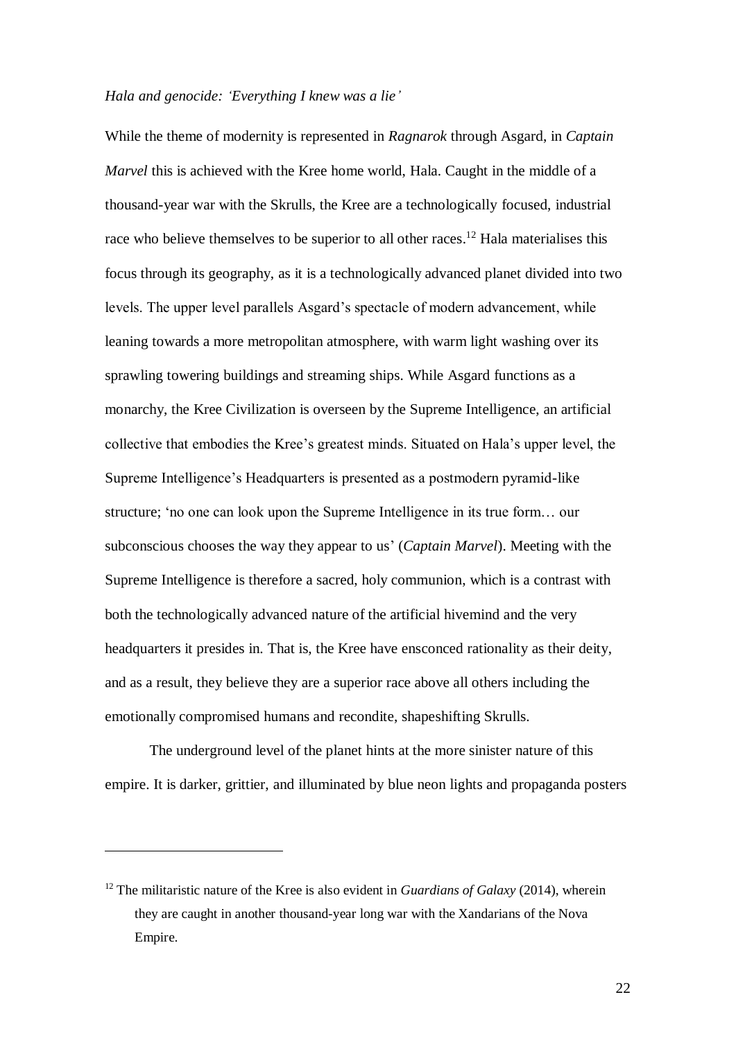*Hala and genocide: 'Everything I knew was a lie'*

While the theme of modernity is represented in *Ragnarok* through Asgard, in *Captain Marvel* this is achieved with the Kree home world, Hala. Caught in the middle of a thousand-year war with the Skrulls, the Kree are a technologically focused, industrial race who believe themselves to be superior to all other races.[12] Hala materialises this focus through its geography, as it is a technologically advanced planet divided into two levels. The upper level parallels Asgard's spectacle of modern advancement, while leaning towards a more metropolitan atmosphere, with warm light washing over its sprawling towering buildings and streaming ships. While Asgard functions as a monarchy, the Kree Civilization is overseen by the Supreme Intelligence, an artificial collective that embodies the Kree's greatest minds. Situated on Hala's upper level, the Supreme Intelligence's Headquarters is presented as a postmodern pyramid-like structure; 'no one can look upon the Supreme Intelligence in its true form… our subconscious chooses the way they appear to us' (*Captain Marvel*). Meeting with the Supreme Intelligence is therefore a sacred, holy communion, which is a contrast with both the technologically advanced nature of the artificial hivemind and the very headquarters it presides in. That is, the Kree have ensconced rationality as their deity, and as a result, they believe they are a superior race above all others including the emotionally compromised humans and recondite, shapeshifting Skrulls.

The underground level of the planet hints at the more sinister nature of this empire. It is darker, grittier, and illuminated by blue neon lights and propaganda posters

[12] The militaristic nature of the Kree is also evident in *Guardians of Galaxy* (2014), wherein they are caught in another thousand-year long war with the Xandarians of the Nova Empire.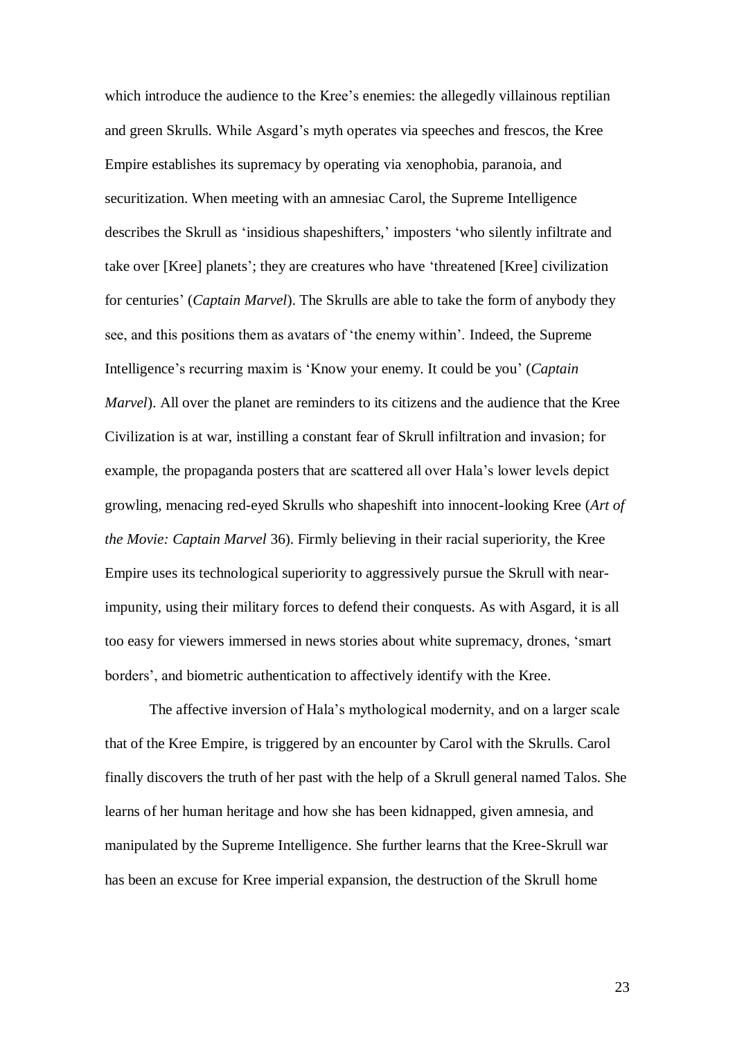which introduce the audience to the Kree's enemies: the allegedly villainous reptilian and green Skrulls. While Asgard's myth operates via speeches and frescos, the Kree Empire establishes its supremacy by operating via xenophobia, paranoia, and securitization. When meeting with an amnesiac Carol, the Supreme Intelligence describes the Skrull as 'insidious shapeshifters,' imposters 'who silently infiltrate and take over [Kree] planets'; they are creatures who have 'threatened [Kree] civilization for centuries' (*Captain Marvel*). The Skrulls are able to take the form of anybody they see, and this positions them as avatars of 'the enemy within'. Indeed, the Supreme Intelligence's recurring maxim is 'Know your enemy. It could be you' (*Captain Marvel*). All over the planet are reminders to its citizens and the audience that the Kree Civilization is at war, instilling a constant fear of Skrull infiltration and invasion; for example, the propaganda posters that are scattered all over Hala's lower levels depict growling, menacing red-eyed Skrulls who shapeshift into innocent-looking Kree (*Art of the Movie: Captain Marvel* 36). Firmly believing in their racial superiority, the Kree Empire uses its technological superiority to aggressively pursue the Skrull with near-impunity, using their military forces to defend their conquests. As with Asgard, it is all too easy for viewers immersed in news stories about white supremacy, drones, 'smart borders', and biometric authentication to affectively identify with the Kree.

The affective inversion of Hala's mythological modernity, and on a larger scale that of the Kree Empire, is triggered by an encounter by Carol with the Skrulls. Carol finally discovers the truth of her past with the help of a Skrull general named Talos. She learns of her human heritage and how she has been kidnapped, given amnesia, and manipulated by the Supreme Intelligence. She further learns that the Kree-Skrull war has been an excuse for Kree imperial expansion, the destruction of the Skrull home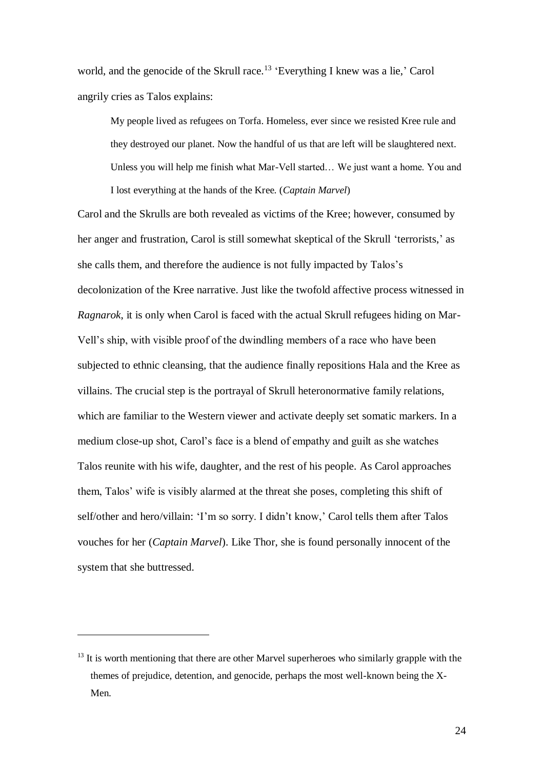world, and the genocide of the Skrull race.[13] 'Everything I knew was a lie,' Carol angrily cries as Talos explains:

> My people lived as refugees on Torfa. Homeless, ever since we resisted Kree rule and they destroyed our planet. Now the handful of us that are left will be slaughtered next. Unless you will help me finish what Mar-Vell started… We just want a home. You and I lost everything at the hands of the Kree. (*Captain Marvel*)

Carol and the Skrulls are both revealed as victims of the Kree; however, consumed by her anger and frustration, Carol is still somewhat skeptical of the Skrull 'terrorists,' as she calls them, and therefore the audience is not fully impacted by Talos's decolonization of the Kree narrative. Just like the twofold affective process witnessed in *Ragnarok*, it is only when Carol is faced with the actual Skrull refugees hiding on Mar-Vell's ship, with visible proof of the dwindling members of a race who have been subjected to ethnic cleansing, that the audience finally repositions Hala and the Kree as villains. The crucial step is the portrayal of Skrull heteronormative family relations, which are familiar to the Western viewer and activate deeply set somatic markers. In a medium close-up shot, Carol's face is a blend of empathy and guilt as she watches Talos reunite with his wife, daughter, and the rest of his people. As Carol approaches them, Talos' wife is visibly alarmed at the threat she poses, completing this shift of self/other and hero/villain: 'I'm so sorry. I didn't know,' Carol tells them after Talos vouches for her (*Captain Marvel*). Like Thor, she is found personally innocent of the system that she buttressed.

---

[13] It is worth mentioning that there are other Marvel superheroes who similarly grapple with the themes of prejudice, detention, and genocide, perhaps the most well-known being the X-Men.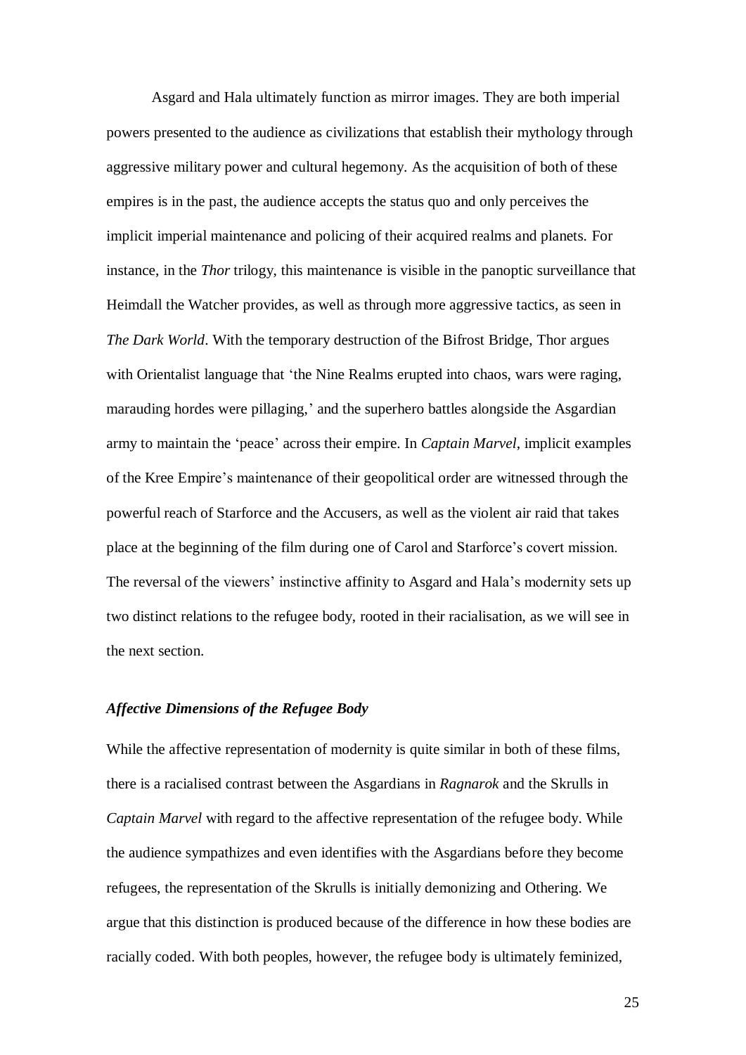Asgard and Hala ultimately function as mirror images. They are both imperial powers presented to the audience as civilizations that establish their mythology through aggressive military power and cultural hegemony. As the acquisition of both of these empires is in the past, the audience accepts the status quo and only perceives the implicit imperial maintenance and policing of their acquired realms and planets. For instance, in the *Thor* trilogy, this maintenance is visible in the panoptic surveillance that Heimdall the Watcher provides, as well as through more aggressive tactics, as seen in *The Dark World*. With the temporary destruction of the Bifrost Bridge, Thor argues with Orientalist language that 'the Nine Realms erupted into chaos, wars were raging, marauding hordes were pillaging,' and the superhero battles alongside the Asgardian army to maintain the 'peace' across their empire. In *Captain Marvel*, implicit examples of the Kree Empire's maintenance of their geopolitical order are witnessed through the powerful reach of Starforce and the Accusers, as well as the violent air raid that takes place at the beginning of the film during one of Carol and Starforce's covert mission. The reversal of the viewers' instinctive affinity to Asgard and Hala's modernity sets up two distinct relations to the refugee body, rooted in their racialisation, as we will see in the next section.

### *Affective Dimensions of the Refugee Body*

While the affective representation of modernity is quite similar in both of these films, there is a racialised contrast between the Asgardians in *Ragnarok* and the Skrulls in *Captain Marvel* with regard to the affective representation of the refugee body. While the audience sympathizes and even identifies with the Asgardians before they become refugees, the representation of the Skrulls is initially demonizing and Othering. We argue that this distinction is produced because of the difference in how these bodies are racially coded. With both peoples, however, the refugee body is ultimately feminized,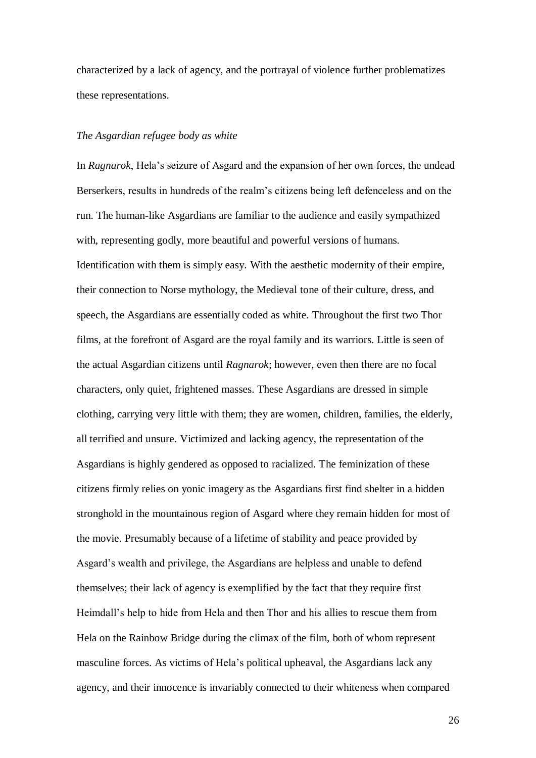characterized by a lack of agency, and the portrayal of violence further problematizes these representations.

### *The Asgardian refugee body as white*

In *Ragnarok*, Hela's seizure of Asgard and the expansion of her own forces, the undead Berserkers, results in hundreds of the realm's citizens being left defenceless and on the run. The human-like Asgardians are familiar to the audience and easily sympathized with, representing godly, more beautiful and powerful versions of humans. Identification with them is simply easy. With the aesthetic modernity of their empire, their connection to Norse mythology, the Medieval tone of their culture, dress, and speech, the Asgardians are essentially coded as white. Throughout the first two Thor films, at the forefront of Asgard are the royal family and its warriors. Little is seen of the actual Asgardian citizens until *Ragnarok*; however, even then there are no focal characters, only quiet, frightened masses. These Asgardians are dressed in simple clothing, carrying very little with them; they are women, children, families, the elderly, all terrified and unsure. Victimized and lacking agency, the representation of the Asgardians is highly gendered as opposed to racialized. The feminization of these citizens firmly relies on yonic imagery as the Asgardians first find shelter in a hidden stronghold in the mountainous region of Asgard where they remain hidden for most of the movie. Presumably because of a lifetime of stability and peace provided by Asgard's wealth and privilege, the Asgardians are helpless and unable to defend themselves; their lack of agency is exemplified by the fact that they require first Heimdall's help to hide from Hela and then Thor and his allies to rescue them from Hela on the Rainbow Bridge during the climax of the film, both of whom represent masculine forces. As victims of Hela's political upheaval, the Asgardians lack any agency, and their innocence is invariably connected to their whiteness when compared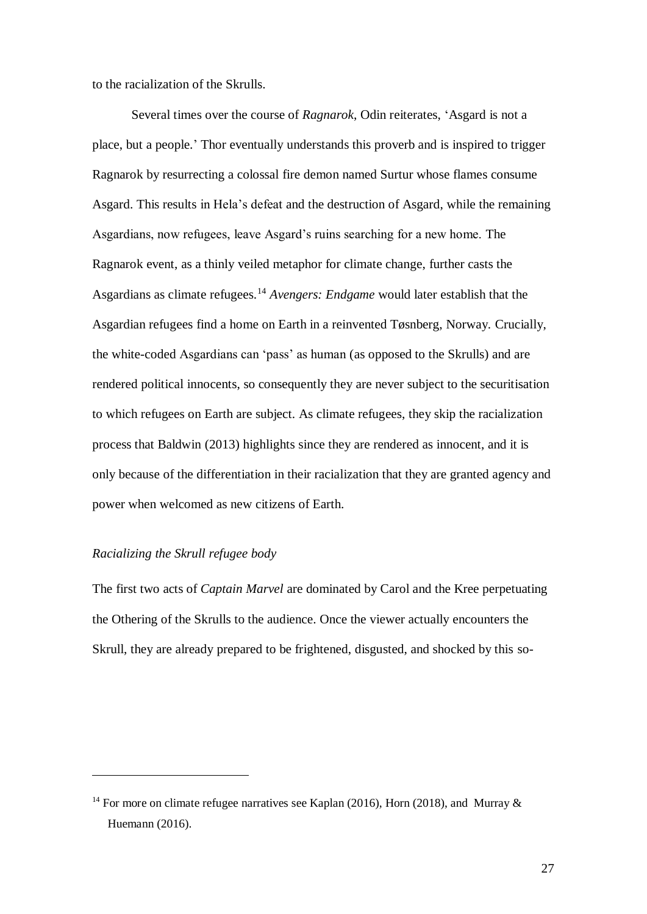to the racialization of the Skrulls.

Several times over the course of *Ragnarok*, Odin reiterates, 'Asgard is not a place, but a people.' Thor eventually understands this proverb and is inspired to trigger Ragnarok by resurrecting a colossal fire demon named Surtur whose flames consume Asgard. This results in Hela's defeat and the destruction of Asgard, while the remaining Asgardians, now refugees, leave Asgard's ruins searching for a new home. The Ragnarok event, as a thinly veiled metaphor for climate change, further casts the Asgardians as climate refugees.[14] *Avengers: Endgame* would later establish that the Asgardian refugees find a home on Earth in a reinvented Tøsnberg, Norway. Crucially, the white-coded Asgardians can 'pass' as human (as opposed to the Skrulls) and are rendered political innocents, so consequently they are never subject to the securitisation to which refugees on Earth are subject. As climate refugees, they skip the racialization process that Baldwin (2013) highlights since they are rendered as innocent, and it is only because of the differentiation in their racialization that they are granted agency and power when welcomed as new citizens of Earth.

*Racializing the Skrull refugee body*

The first two acts of *Captain Marvel* are dominated by Carol and the Kree perpetuating the Othering of the Skrulls to the audience. Once the viewer actually encounters the Skrull, they are already prepared to be frightened, disgusted, and shocked by this so-

---

[14] For more on climate refugee narratives see Kaplan (2016), Horn (2018), and Murray & Huemann (2016).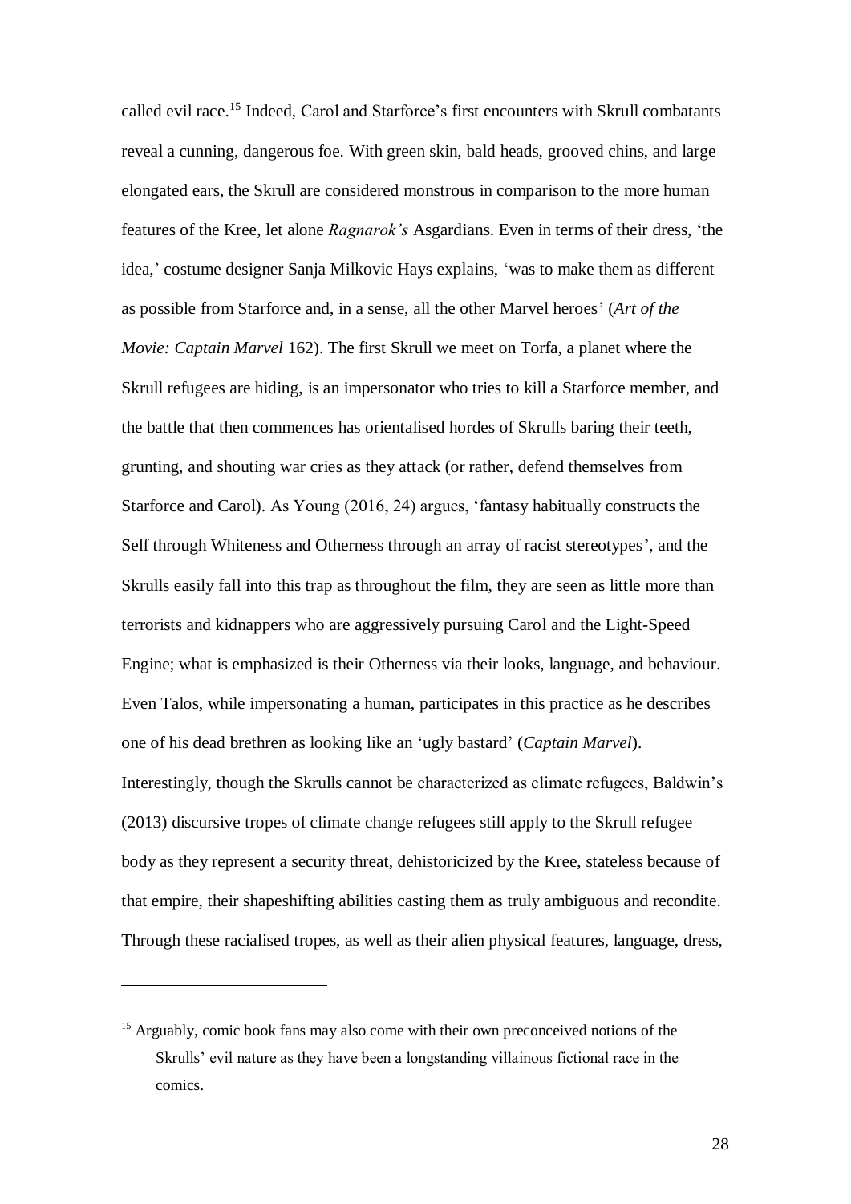called evil race.[15] Indeed, Carol and Starforce's first encounters with Skrull combatants reveal a cunning, dangerous foe. With green skin, bald heads, grooved chins, and large elongated ears, the Skrull are considered monstrous in comparison to the more human features of the Kree, let alone *Ragnarok's* Asgardians. Even in terms of their dress, 'the idea,' costume designer Sanja Milkovic Hays explains, 'was to make them as different as possible from Starforce and, in a sense, all the other Marvel heroes' (*Art of the Movie: Captain Marvel* 162). The first Skrull we meet on Torfa, a planet where the Skrull refugees are hiding, is an impersonator who tries to kill a Starforce member, and the battle that then commences has orientalised hordes of Skrulls baring their teeth, grunting, and shouting war cries as they attack (or rather, defend themselves from Starforce and Carol). As Young (2016, 24) argues, 'fantasy habitually constructs the Self through Whiteness and Otherness through an array of racist stereotypes', and the Skrulls easily fall into this trap as throughout the film, they are seen as little more than terrorists and kidnappers who are aggressively pursuing Carol and the Light-Speed Engine; what is emphasized is their Otherness via their looks, language, and behaviour. Even Talos, while impersonating a human, participates in this practice as he describes one of his dead brethren as looking like an 'ugly bastard' (*Captain Marvel*). Interestingly, though the Skrulls cannot be characterized as climate refugees, Baldwin's (2013) discursive tropes of climate change refugees still apply to the Skrull refugee body as they represent a security threat, dehistoricized by the Kree, stateless because of that empire, their shapeshifting abilities casting them as truly ambiguous and recondite. Through these racialised tropes, as well as their alien physical features, language, dress,

[15] Arguably, comic book fans may also come with their own preconceived notions of the Skrulls' evil nature as they have been a longstanding villainous fictional race in the comics.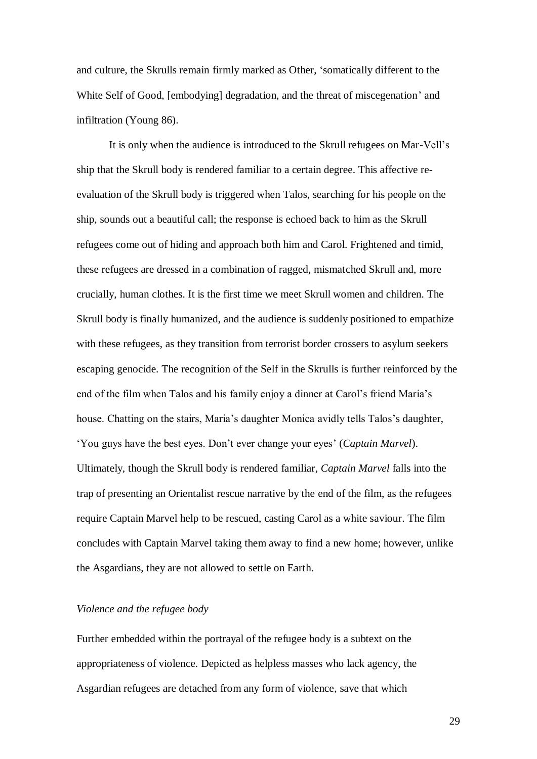and culture, the Skrulls remain firmly marked as Other, 'somatically different to the White Self of Good, [embodying] degradation, and the threat of miscegenation' and infiltration (Young 86).

It is only when the audience is introduced to the Skrull refugees on Mar-Vell's ship that the Skrull body is rendered familiar to a certain degree. This affective re-evaluation of the Skrull body is triggered when Talos, searching for his people on the ship, sounds out a beautiful call; the response is echoed back to him as the Skrull refugees come out of hiding and approach both him and Carol. Frightened and timid, these refugees are dressed in a combination of ragged, mismatched Skrull and, more crucially, human clothes. It is the first time we meet Skrull women and children. The Skrull body is finally humanized, and the audience is suddenly positioned to empathize with these refugees, as they transition from terrorist border crossers to asylum seekers escaping genocide. The recognition of the Self in the Skrulls is further reinforced by the end of the film when Talos and his family enjoy a dinner at Carol's friend Maria's house. Chatting on the stairs, Maria's daughter Monica avidly tells Talos's daughter, 'You guys have the best eyes. Don't ever change your eyes' (*Captain Marvel*). Ultimately, though the Skrull body is rendered familiar, *Captain Marvel* falls into the trap of presenting an Orientalist rescue narrative by the end of the film, as the refugees require Captain Marvel help to be rescued, casting Carol as a white saviour. The film concludes with Captain Marvel taking them away to find a new home; however, unlike the Asgardians, they are not allowed to settle on Earth.

### *Violence and the refugee body*

Further embedded within the portrayal of the refugee body is a subtext on the appropriateness of violence. Depicted as helpless masses who lack agency, the Asgardian refugees are detached from any form of violence, save that which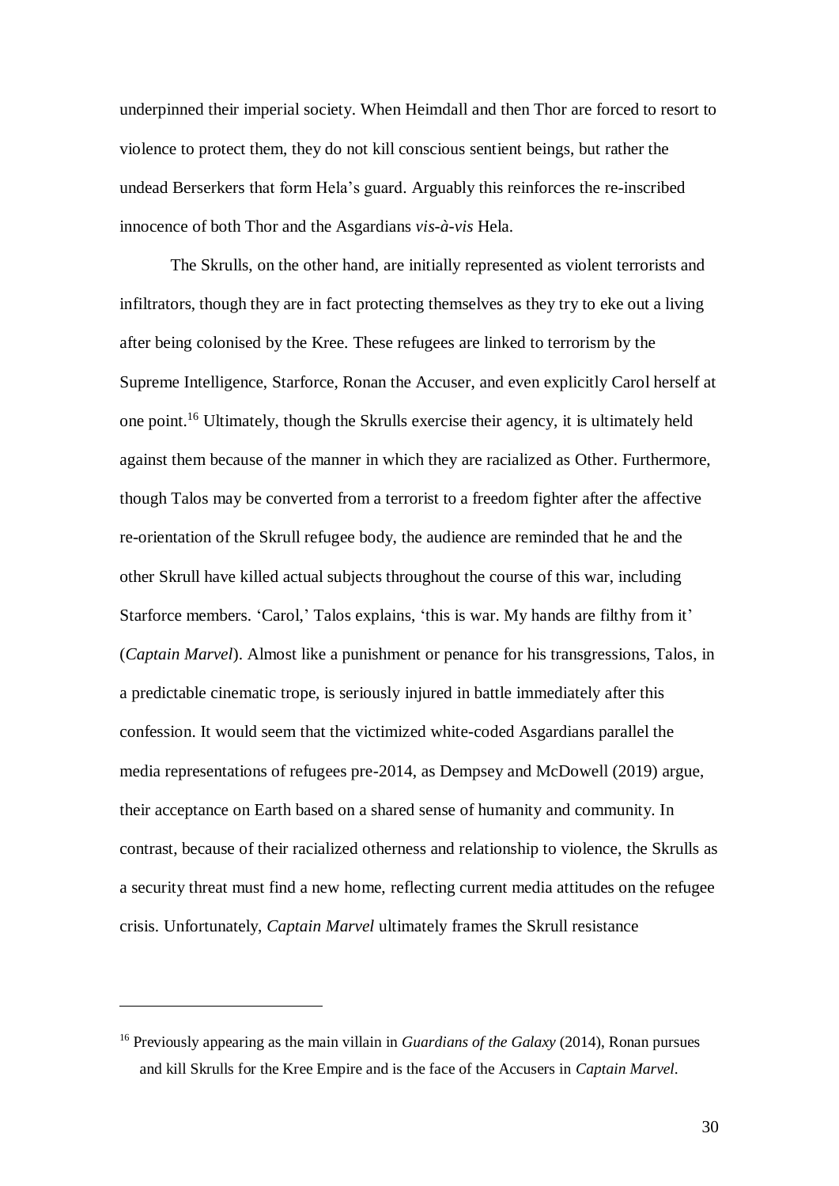underpinned their imperial society. When Heimdall and then Thor are forced to resort to violence to protect them, they do not kill conscious sentient beings, but rather the undead Berserkers that form Hela's guard. Arguably this reinforces the re-inscribed innocence of both Thor and the Asgardians *vis-à-vis* Hela.

The Skrulls, on the other hand, are initially represented as violent terrorists and infiltrators, though they are in fact protecting themselves as they try to eke out a living after being colonised by the Kree. These refugees are linked to terrorism by the Supreme Intelligence, Starforce, Ronan the Accuser, and even explicitly Carol herself at one point.[16] Ultimately, though the Skrulls exercise their agency, it is ultimately held against them because of the manner in which they are racialized as Other. Furthermore, though Talos may be converted from a terrorist to a freedom fighter after the affective re-orientation of the Skrull refugee body, the audience are reminded that he and the other Skrull have killed actual subjects throughout the course of this war, including Starforce members. 'Carol,' Talos explains, 'this is war. My hands are filthy from it' (*Captain Marvel*). Almost like a punishment or penance for his transgressions, Talos, in a predictable cinematic trope, is seriously injured in battle immediately after this confession. It would seem that the victimized white-coded Asgardians parallel the media representations of refugees pre-2014, as Dempsey and McDowell (2019) argue, their acceptance on Earth based on a shared sense of humanity and community. In contrast, because of their racialized otherness and relationship to violence, the Skrulls as a security threat must find a new home, reflecting current media attitudes on the refugee crisis. Unfortunately, *Captain Marvel* ultimately frames the Skrull resistance

---

[16] Previously appearing as the main villain in *Guardians of the Galaxy* (2014), Ronan pursues and kill Skrulls for the Kree Empire and is the face of the Accusers in *Captain Marvel*.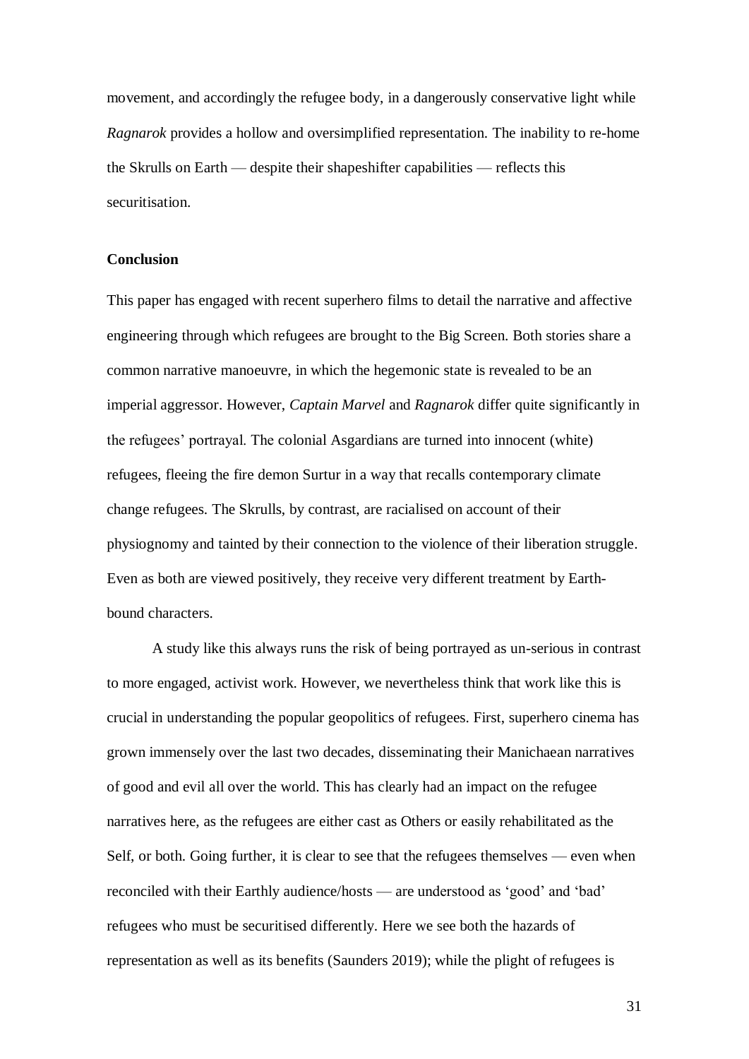movement, and accordingly the refugee body, in a dangerously conservative light while *Ragnarok* provides a hollow and oversimplified representation. The inability to re-home the Skrulls on Earth — despite their shapeshifter capabilities — reflects this securitisation.

**Conclusion**

This paper has engaged with recent superhero films to detail the narrative and affective engineering through which refugees are brought to the Big Screen. Both stories share a common narrative manoeuvre, in which the hegemonic state is revealed to be an imperial aggressor. However, *Captain Marvel* and *Ragnarok* differ quite significantly in the refugees' portrayal. The colonial Asgardians are turned into innocent (white) refugees, fleeing the fire demon Surtur in a way that recalls contemporary climate change refugees. The Skrulls, by contrast, are racialised on account of their physiognomy and tainted by their connection to the violence of their liberation struggle. Even as both are viewed positively, they receive very different treatment by Earth-bound characters.

A study like this always runs the risk of being portrayed as un-serious in contrast to more engaged, activist work. However, we nevertheless think that work like this is crucial in understanding the popular geopolitics of refugees. First, superhero cinema has grown immensely over the last two decades, disseminating their Manichaean narratives of good and evil all over the world. This has clearly had an impact on the refugee narratives here, as the refugees are either cast as Others or easily rehabilitated as the Self, or both. Going further, it is clear to see that the refugees themselves — even when reconciled with their Earthly audience/hosts — are understood as 'good' and 'bad' refugees who must be securitised differently. Here we see both the hazards of representation as well as its benefits (Saunders 2019); while the plight of refugees is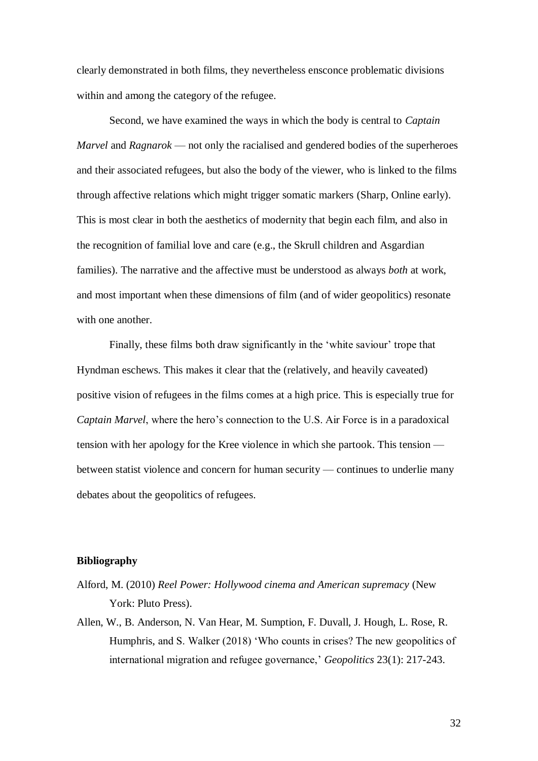clearly demonstrated in both films, they nevertheless ensconce problematic divisions within and among the category of the refugee.

Second, we have examined the ways in which the body is central to *Captain Marvel* and *Ragnarok* — not only the racialised and gendered bodies of the superheroes and their associated refugees, but also the body of the viewer, who is linked to the films through affective relations which might trigger somatic markers (Sharp, Online early). This is most clear in both the aesthetics of modernity that begin each film, and also in the recognition of familial love and care (e.g., the Skrull children and Asgardian families). The narrative and the affective must be understood as always *both* at work, and most important when these dimensions of film (and of wider geopolitics) resonate with one another.

Finally, these films both draw significantly in the 'white saviour' trope that Hyndman eschews. This makes it clear that the (relatively, and heavily caveated) positive vision of refugees in the films comes at a high price. This is especially true for *Captain Marvel*, where the hero's connection to the U.S. Air Force is in a paradoxical tension with her apology for the Kree violence in which she partook. This tension — between statist violence and concern for human security — continues to underlie many debates about the geopolitics of refugees.

## Bibliography

Alford, M. (2010) *Reel Power: Hollywood cinema and American supremacy* (New York: Pluto Press).

Allen, W., B. Anderson, N. Van Hear, M. Sumption, F. Duvall, J. Hough, L. Rose, R. Humphris, and S. Walker (2018) 'Who counts in crises? The new geopolitics of international migration and refugee governance,' *Geopolitics* 23(1): 217-243.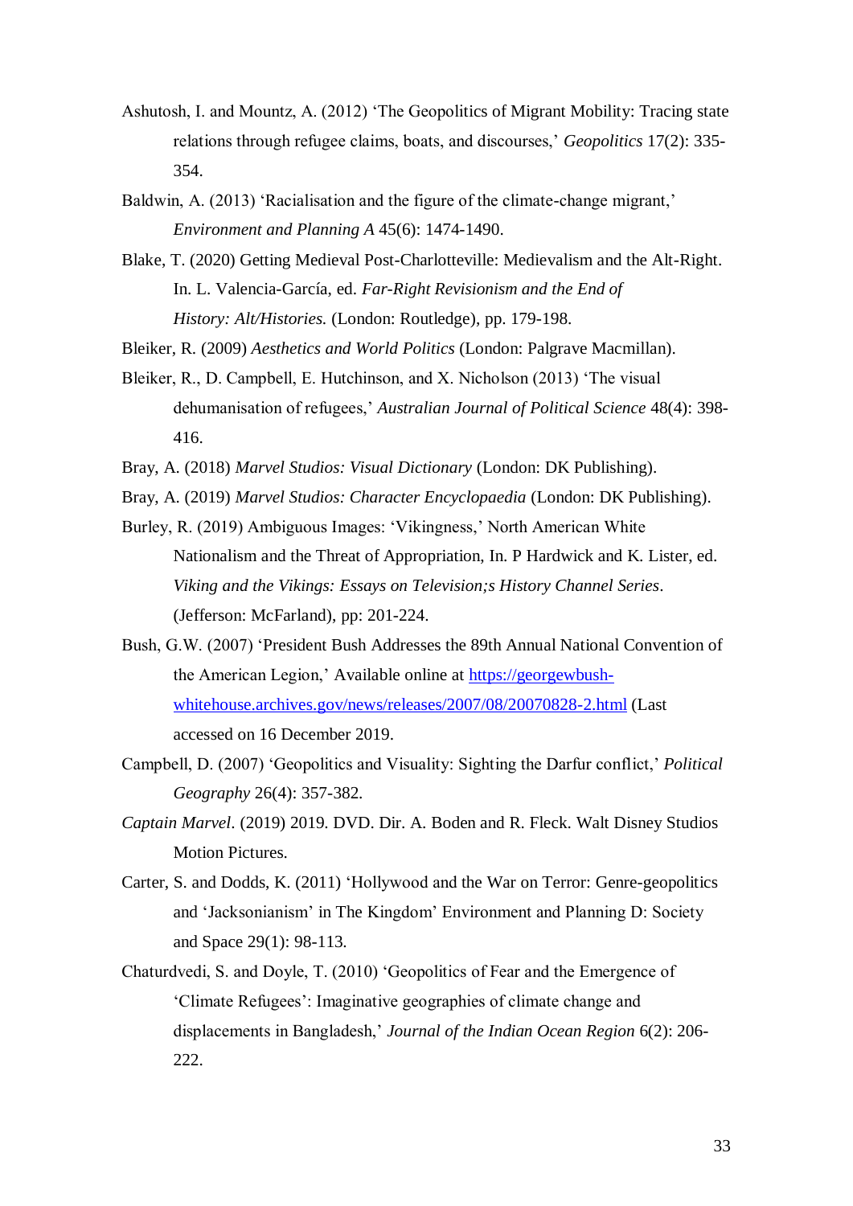Ashutosh, I. and Mountz, A. (2012) 'The Geopolitics of Migrant Mobility: Tracing state relations through refugee claims, boats, and discourses,' *Geopolitics* 17(2): 335-354.

Baldwin, A. (2013) 'Racialisation and the figure of the climate-change migrant,' *Environment and Planning A* 45(6): 1474-1490.

Blake, T. (2020) Getting Medieval Post-Charlotteville: Medievalism and the Alt-Right. In. L. Valencia-García, ed. *Far-Right Revisionism and the End of History: Alt/Histories.* (London: Routledge), pp. 179-198.

Bleiker, R. (2009) *Aesthetics and World Politics* (London: Palgrave Macmillan).

Bleiker, R., D. Campbell, E. Hutchinson, and X. Nicholson (2013) 'The visual dehumanisation of refugees,' *Australian Journal of Political Science* 48(4): 398-416.

Bray, A. (2018) *Marvel Studios: Visual Dictionary* (London: DK Publishing).

Bray, A. (2019) *Marvel Studios: Character Encyclopaedia* (London: DK Publishing).

Burley, R. (2019) Ambiguous Images: 'Vikingness,' North American White Nationalism and the Threat of Appropriation, In. P Hardwick and K. Lister, ed. *Viking and the Vikings: Essays on Television;s History Channel Series*. (Jefferson: McFarland), pp: 201-224.

Bush, G.W. (2007) 'President Bush Addresses the 89th Annual National Convention of the American Legion,' Available online at [https://georgewbush-whitehouse.archives.gov/news/releases/2007/08/20070828-2.html](https://georgewbush-whitehouse.archives.gov/news/releases/2007/08/20070828-2.html) (Last accessed on 16 December 2019.

Campbell, D. (2007) 'Geopolitics and Visuality: Sighting the Darfur conflict,' *Political Geography* 26(4): 357-382.

*Captain Marvel*. (2019) 2019. DVD. Dir. A. Boden and R. Fleck. Walt Disney Studios Motion Pictures.

Carter, S. and Dodds, K. (2011) 'Hollywood and the War on Terror: Genre-geopolitics and 'Jacksonianism' in The Kingdom' Environment and Planning D: Society and Space 29(1): 98-113.

Chaturdvedi, S. and Doyle, T. (2010) 'Geopolitics of Fear and the Emergence of 'Climate Refugees': Imaginative geographies of climate change and displacements in Bangladesh,' *Journal of the Indian Ocean Region* 6(2): 206-222.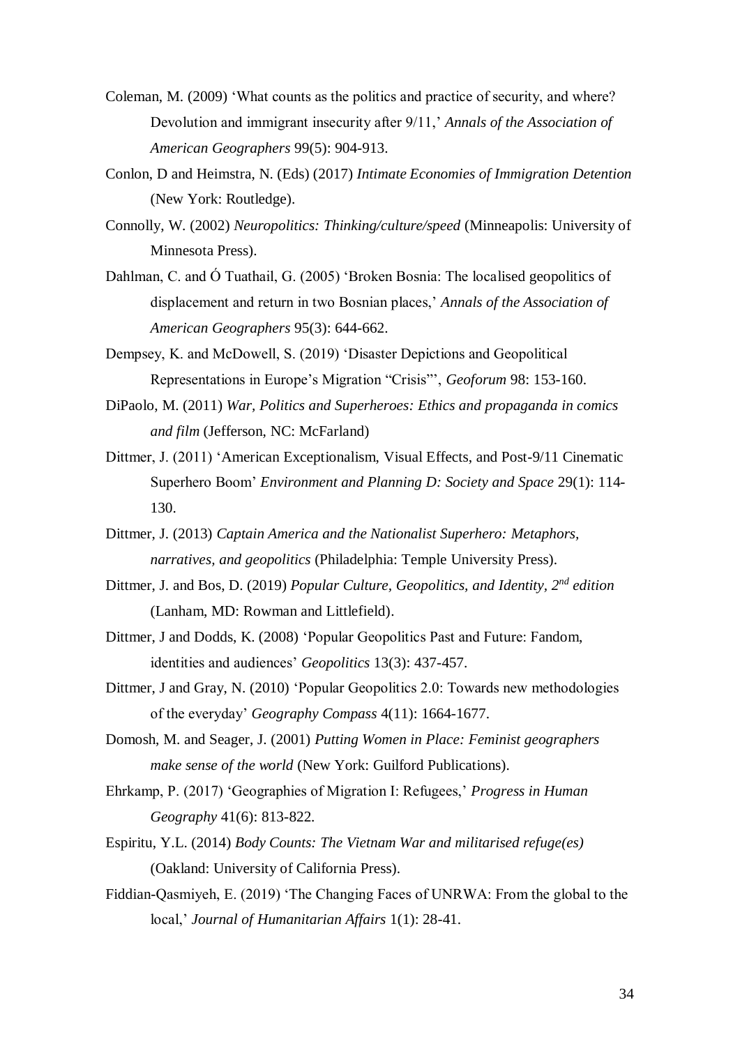Coleman, M. (2009) 'What counts as the politics and practice of security, and where? Devolution and immigrant insecurity after 9/11,' *Annals of the Association of American Geographers* 99(5): 904-913.

Conlon, D and Heimstra, N. (Eds) (2017) *Intimate Economies of Immigration Detention* (New York: Routledge).

Connolly, W. (2002) *Neuropolitics: Thinking/culture/speed* (Minneapolis: University of Minnesota Press).

Dahlman, C. and Ó Tuathail, G. (2005) 'Broken Bosnia: The localised geopolitics of displacement and return in two Bosnian places,' *Annals of the Association of American Geographers* 95(3): 644-662.

Dempsey, K. and McDowell, S. (2019) 'Disaster Depictions and Geopolitical Representations in Europe's Migration "Crisis"', *Geoforum* 98: 153-160.

DiPaolo, M. (2011) *War, Politics and Superheroes: Ethics and propaganda in comics and film* (Jefferson, NC: McFarland)

Dittmer, J. (2011) 'American Exceptionalism, Visual Effects, and Post-9/11 Cinematic Superhero Boom' *Environment and Planning D: Society and Space* 29(1): 114-130.

Dittmer, J. (2013) *Captain America and the Nationalist Superhero: Metaphors, narratives, and geopolitics* (Philadelphia: Temple University Press).

Dittmer, J. and Bos, D. (2019) *Popular Culture, Geopolitics, and Identity, 2nd edition* (Lanham, MD: Rowman and Littlefield).

Dittmer, J and Dodds, K. (2008) 'Popular Geopolitics Past and Future: Fandom, identities and audiences' *Geopolitics* 13(3): 437-457.

Dittmer, J and Gray, N. (2010) 'Popular Geopolitics 2.0: Towards new methodologies of the everyday' *Geography Compass* 4(11): 1664-1677.

Domosh, M. and Seager, J. (2001) *Putting Women in Place: Feminist geographers make sense of the world* (New York: Guilford Publications).

Ehrkamp, P. (2017) 'Geographies of Migration I: Refugees,' *Progress in Human Geography* 41(6): 813-822.

Espiritu, Y.L. (2014) *Body Counts: The Vietnam War and militarised refuge(es)* (Oakland: University of California Press).

Fiddian-Qasmiyeh, E. (2019) 'The Changing Faces of UNRWA: From the global to the local,' *Journal of Humanitarian Affairs* 1(1): 28-41.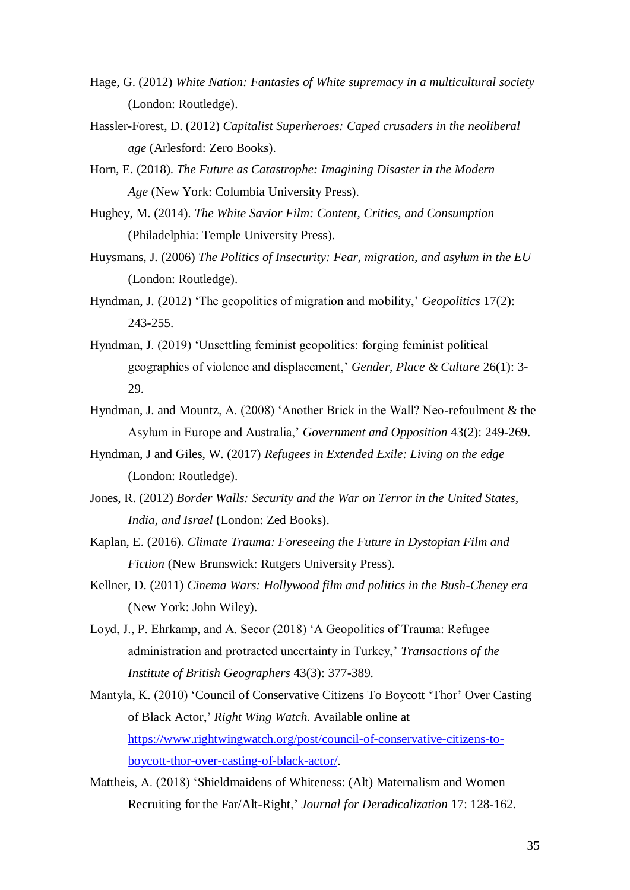Hage, G. (2012) *White Nation: Fantasies of White supremacy in a multicultural society* (London: Routledge).

Hassler-Forest, D. (2012) *Capitalist Superheroes: Caped crusaders in the neoliberal age* (Arlesford: Zero Books).

Horn, E. (2018). *The Future as Catastrophe: Imagining Disaster in the Modern Age* (New York: Columbia University Press).

Hughey, M. (2014). *The White Savior Film: Content, Critics, and Consumption* (Philadelphia: Temple University Press).

Huysmans, J. (2006) *The Politics of Insecurity: Fear, migration, and asylum in the EU* (London: Routledge).

Hyndman, J. (2012) 'The geopolitics of migration and mobility,' *Geopolitics* 17(2): 243-255.

Hyndman, J. (2019) 'Unsettling feminist geopolitics: forging feminist political geographies of violence and displacement,' *Gender, Place & Culture* 26(1): 3-29.

Hyndman, J. and Mountz, A. (2008) 'Another Brick in the Wall? Neo-refoulment & the Asylum in Europe and Australia,' *Government and Opposition* 43(2): 249-269.

Hyndman, J and Giles, W. (2017) *Refugees in Extended Exile: Living on the edge* (London: Routledge).

Jones, R. (2012) *Border Walls: Security and the War on Terror in the United States, India, and Israel* (London: Zed Books).

Kaplan, E. (2016). *Climate Trauma: Foreseeing the Future in Dystopian Film and Fiction* (New Brunswick: Rutgers University Press).

Kellner, D. (2011) *Cinema Wars: Hollywood film and politics in the Bush-Cheney era* (New York: John Wiley).

Loyd, J., P. Ehrkamp, and A. Secor (2018) 'A Geopolitics of Trauma: Refugee administration and protracted uncertainty in Turkey,' *Transactions of the Institute of British Geographers* 43(3): 377-389.

Mantyla, K. (2010) 'Council of Conservative Citizens To Boycott 'Thor' Over Casting of Black Actor,' *Right Wing Watch.* Available online at https://www.rightwingwatch.org/post/council-of-conservative-citizens-to-boycott-thor-over-casting-of-black-actor/.

Mattheis, A. (2018) 'Shieldmaidens of Whiteness: (Alt) Maternalism and Women Recruiting for the Far/Alt-Right,' *Journal for Deradicalization* 17: 128-162.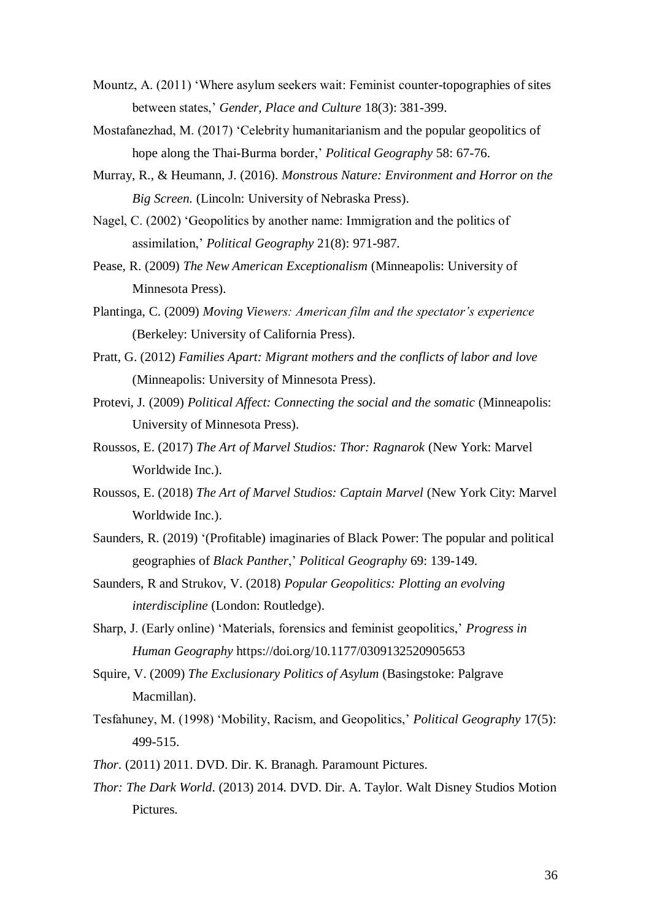Mountz, A. (2011) 'Where asylum seekers wait: Feminist counter-topographies of sites between states,' *Gender, Place and Culture* 18(3): 381-399.

Mostafanezhad, M. (2017) 'Celebrity humanitarianism and the popular geopolitics of hope along the Thai-Burma border,' *Political Geography* 58: 67-76.

Murray, R., & Heumann, J. (2016). *Monstrous Nature: Environment and Horror on the Big Screen.* (Lincoln: University of Nebraska Press).

Nagel, C. (2002) 'Geopolitics by another name: Immigration and the politics of assimilation,' *Political Geography* 21(8): 971-987.

Pease, R. (2009) *The New American Exceptionalism* (Minneapolis: University of Minnesota Press).

Plantinga, C. (2009) *Moving Viewers: American film and the spectator's experience* (Berkeley: University of California Press).

Pratt, G. (2012) *Families Apart: Migrant mothers and the conflicts of labor and love* (Minneapolis: University of Minnesota Press).

Protevi, J. (2009) *Political Affect: Connecting the social and the somatic* (Minneapolis: University of Minnesota Press).

Roussos, E. (2017) *The Art of Marvel Studios: Thor: Ragnarok* (New York: Marvel Worldwide Inc.).

Roussos, E. (2018) *The Art of Marvel Studios: Captain Marvel* (New York City: Marvel Worldwide Inc.).

Saunders, R. (2019) '(Profitable) imaginaries of Black Power: The popular and political geographies of *Black Panther*,' *Political Geography* 69: 139-149.

Saunders, R and Strukov, V. (2018) *Popular Geopolitics: Plotting an evolving interdiscipline* (London: Routledge).

Sharp, J. (Early online) 'Materials, forensics and feminist geopolitics,' *Progress in Human Geography* https://doi.org/10.1177/0309132520905653

Squire, V. (2009) *The Exclusionary Politics of Asylum* (Basingstoke: Palgrave Macmillan).

Tesfahuney, M. (1998) 'Mobility, Racism, and Geopolitics,' *Political Geography* 17(5): 499-515.

*Thor*. (2011) 2011. DVD. Dir. K. Branagh. Paramount Pictures.

*Thor: The Dark World*. (2013) 2014. DVD. Dir. A. Taylor. Walt Disney Studios Motion Pictures.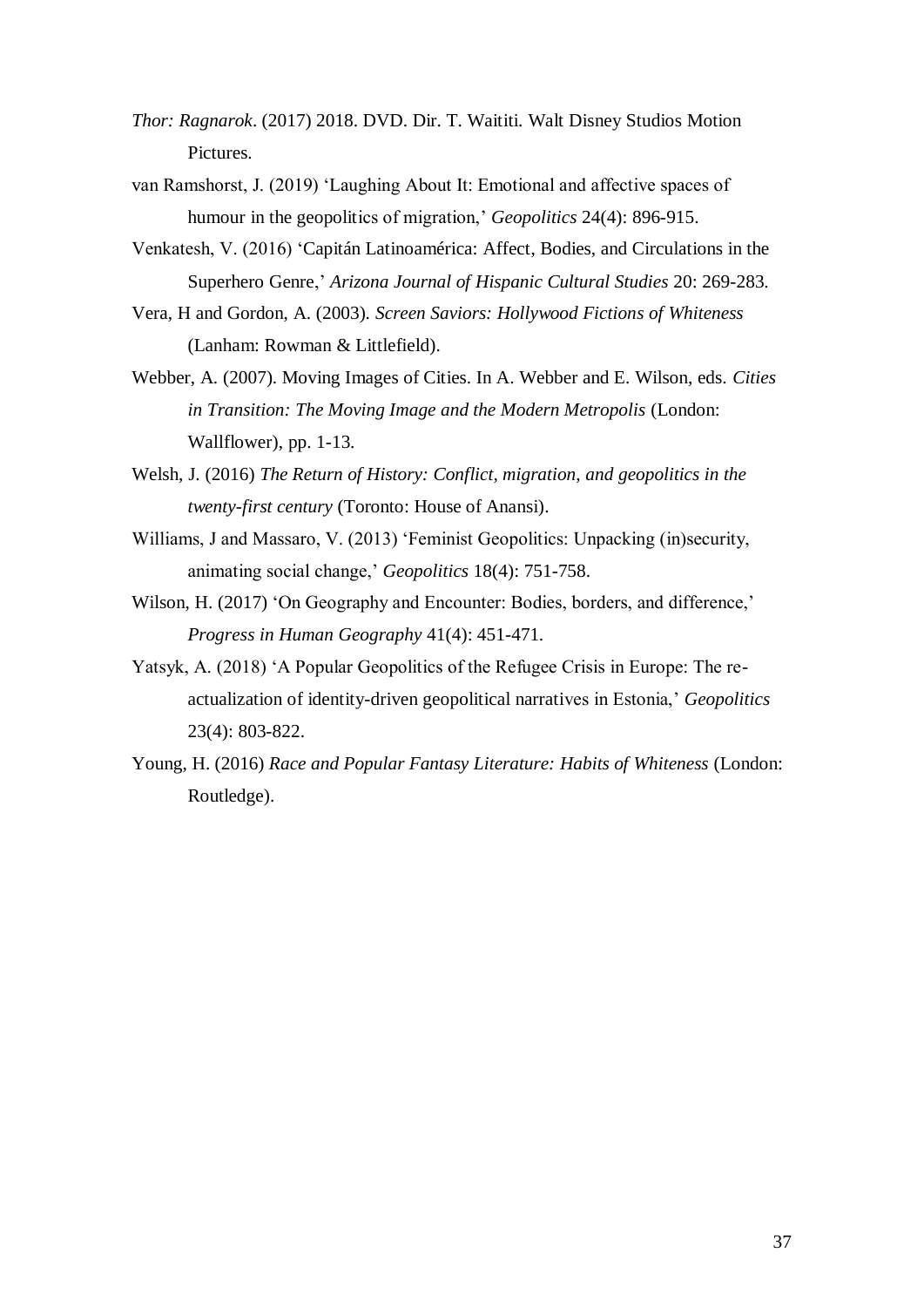*Thor: Ragnarok*. (2017) 2018. DVD. Dir. T. Waititi. Walt Disney Studios Motion Pictures.

van Ramshorst, J. (2019) 'Laughing About It: Emotional and affective spaces of humour in the geopolitics of migration,' *Geopolitics* 24(4): 896-915.

Venkatesh, V. (2016) 'Capitán Latinoamérica: Affect, Bodies, and Circulations in the Superhero Genre,' *Arizona Journal of Hispanic Cultural Studies* 20: 269-283.

Vera, H and Gordon, A. (2003). *Screen Saviors: Hollywood Fictions of Whiteness* (Lanham: Rowman & Littlefield).

Webber, A. (2007). Moving Images of Cities. In A. Webber and E. Wilson, eds. *Cities in Transition: The Moving Image and the Modern Metropolis* (London: Wallflower), pp. 1-13.

Welsh, J. (2016) *The Return of History: Conflict, migration, and geopolitics in the twenty-first century* (Toronto: House of Anansi).

Williams, J and Massaro, V. (2013) 'Feminist Geopolitics: Unpacking (in)security, animating social change,' *Geopolitics* 18(4): 751-758.

Wilson, H. (2017) 'On Geography and Encounter: Bodies, borders, and difference,' *Progress in Human Geography* 41(4): 451-471.

Yatsyk, A. (2018) 'A Popular Geopolitics of the Refugee Crisis in Europe: The re-actualization of identity-driven geopolitical narratives in Estonia,' *Geopolitics* 23(4): 803-822.

Young, H. (2016) *Race and Popular Fantasy Literature: Habits of Whiteness* (London: Routledge).